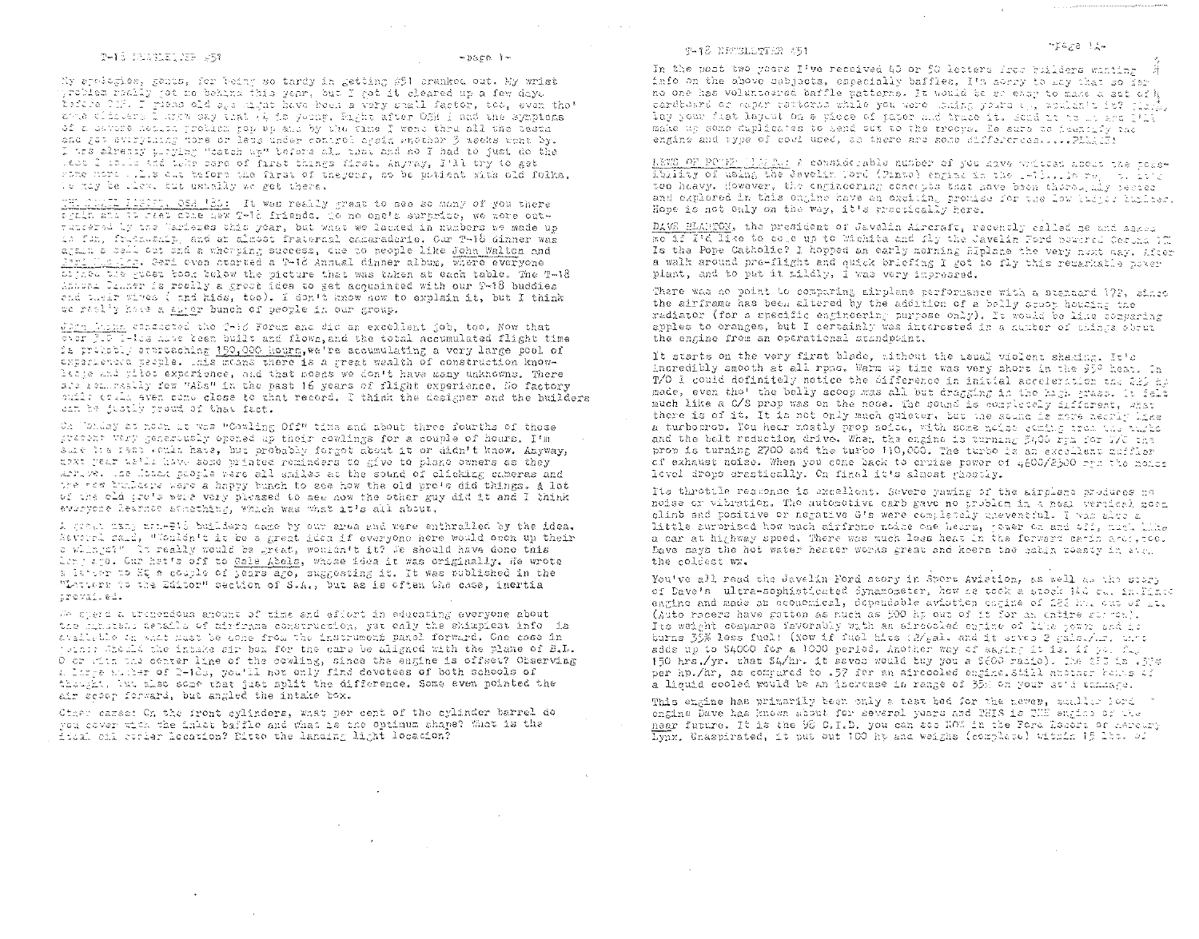My apologies, gents, for being so tardy in getting #51 cranked out. My wrist problem really got me behind this year, but I got it cleared up a few days before OSH. I guess old age might have been a very small factor, too, even tho' some oldsters I know say that 56 is young. Right after OSH I had the symptoms of a severe health problem pop up and by the time I went thru all the tests and got everything more or less under control again another 3 weeks went by. I was already playing "catch up" before all that and so I had to just do the best I could and take care of first things first. Anyway, I'll try to get some more issues out before the first of the year, so be patient with old folks. We may be slow, but usually we get there.

THE GRAND FINALE, OSH '85: It was really great to see so many of you there again and to meet some new T-18 friends. To no one's surprise, we were outnumbered by the Varieze this year, but what we lacked in numbers we made up in fun, friendship, and an almost fraternal camaraderie. Our T-18 dinner was again a sell out and a whopping success, due to people like John Walton and Geri Walton. Geri even started a T-18 Annual dinner album, where everyone signed the guest book below the picture that was taken at each table. The T-18 Annual Dinner is really a great idea to get acquainted with our T-18 buddies and their wives (and kids, too). I don't know how to explain it, but I think we really have a super bunch of people in our group.

John Walton conducted the T-18 Forum and did an excellent job, too. Now that over 300 T-18s have been built and flown, and the total accumulated flight time is probably approaching 150,000 hours, we're accumulating a very large pool of experienced people. This means there is a great wealth of construction knowledge and pilot experience, and that means we don't have many unknowns. There are remarkably few "ADs" in the past 16 years of flight experience. No factory built could even come close to that record. I think the designer and the builders can be justly proud of that fact.

On Monday at noon it was "Cowling Off" time and about three fourths of those present very generously opened up their cowlings for a couple of hours. I'm sure the rest would have, but probably forgot about it or didn't know. Anyway, next year we'll have some printed reminders to give to plane owners as they arrive. The Monday people were all smiles at the sound of clicking cameras and the new builders were a happy bunch to see how the old pro's did things. A lot of the old pro's were very pleased to see how the other guy did it and I think everyone learned something, which was what it's all about.

A great many non-T18 builders came by our area and were enthralled by the idea. Several said, "Wouldn't it be a great idea if everyone here would open up their cowlings?" It really would be great, wouldn't it? We should have done this long ago. Our hat's off to Gale Abels, whose idea it was originally. He wrote a letter to SA a couple of years ago, suggesting it. It was published in the "Letters to the Editor" section of S.A., but as is often the case, inertia prevailed.

We spend a tremendous amount of time and effort in educating everyone about the minutest details of airframe construction, yet only the skimpiest info is available on what must be done from the instrument panel forward. One case in point: Should the intake air box for the carb be aligned with the plane of B.L. 0 or with the center line of the cowling, since the engine is offset? Observing a large number of T-18s, you'll not only find devotees of both schools of thought, but also some that just split the difference. Some even pointed the air scoop forward, but angled the intake box.

Other cases: On the front cylinders, what per cent of the cylinder barrel do you cover with the inlet baffle and what is the optimum shape? What is the ideal oil cooler location? Ditto the landing light location?

In the past two years I've received 40 or 50 letters from builders wanting info on the above subjects, especially baffles. I'm sorry to say that so far no one has volunteered baffle patterns. It would be so easy to make a set of cardboard or paper patterns while you were making yours ..., wouldn't it? Just lay your first layout on a piece of paper and trace it. Send it to me and I'll make up some duplicates to send out to the troops. Be sure to identify the engine and type of cowl used, as there are some differences.....PLEASE!

LOTS OF POWER, LITTLE: A considerable number of you have written about the possibility of using the Javelin Ford (Pinto) engine in the T-18...so far it's too heavy. However, the engineering concepts that have been thoroughly tested and explored in this engine have an exciting promise for the low budget builder. Hope is not only on the way, it's practically here.

DAVE BLANTON, the president of Javelin Aircraft, recently called me and asked me if I'd like to come up to Wichita and fly the Javelin Ford powered Cessna 172. Is the Pope Catholic? I hopped an early morning Ripplane the very next day. After a walk around pre-flight and quick briefing I got to fly this remarkable power plant, and to put it mildly, I was very impressed.

There was no point to comparing airplane performance with a standard 172, since the airframe has been altered by the addition of a belly scoop housing the radiator (for a specific engineering purpose only). It would be like comparing apples to oranges, but I certainly was interested in a number of things about the engine from an operational standpoint.

It starts on the very first blade, without the usual violent shaking. It's incredibly smooth at all rpms. Warm up time was very short in the 95° heat. On T/O I could definitely notice the difference in initial acceleration the 225 hp made, even tho' the belly scoop was all but dragging in the high grass. It felt much like a C/S prop was on the nose. The sound is completely different, what there is of it. It is not only much quieter, but the sound is more nearly like a turboprop. You hear mostly prop noise, with some noise coming from the turbo and the belt reduction drive. When the engine is turning 5400 rpm for T/O the prop is turning 2700 and the turbo 110,000. The turbo is an excellent muffler of exhaust noise. When you come back to cruise power of 4600/2300 rpm the noise level drops drastically. On final it's almost ghostly.

Its throttle response is excellent. Severe yawing of the airplane produces no noise or vibration. The automotive carb gave no problem in a near vertical zoom climb and positive or negative G's were completely uneventful. I was also a little surprised how much airframe noise one hears, power on and off, much like a car at highway speed. There was much less heat in the forward cabin area, too. Dave says the hot water heater works great and keeps the cabin toasty in even the coldest wx.

You've all read the Javelin Ford story in Sport Aviation, as well as the story of Dave's ultra-sophisticated dynamometer, how he took a stock 140 cu. in. Pinto engine and made an economical, dependable aviation engine of 225 hp. out of it. (Auto racers have gotten as much as 500 hp out of it for an entire season.) Its weight compares favorably with an aircooled engine of like power and it burns 35% less fuel! (Now if fuel hits $2/gal. and it saves 2 gals./hr. that adds up to $4000 for a 1000 period. Another way of saying it is, if you fly 150 hrs./yr. that $4/hr. it saves would buy you a $600 radio). The SFC is .37# per hp./hr, as compared to .57 for an aircooled engine. Still another bonus of a liquid cooled would be an increase in range of 35% on your std tankage.

This engine has primarily been only a test bed for the newer, smaller Ford engine Dave has known about for several years and THIS is THE engine of the near future. It is the 98 C.I.D. you can see NOW in the Ford Escort or Mercury Lynx. Unaspirated, it put out 100 hp and weighs (complete) within 15 lbs. of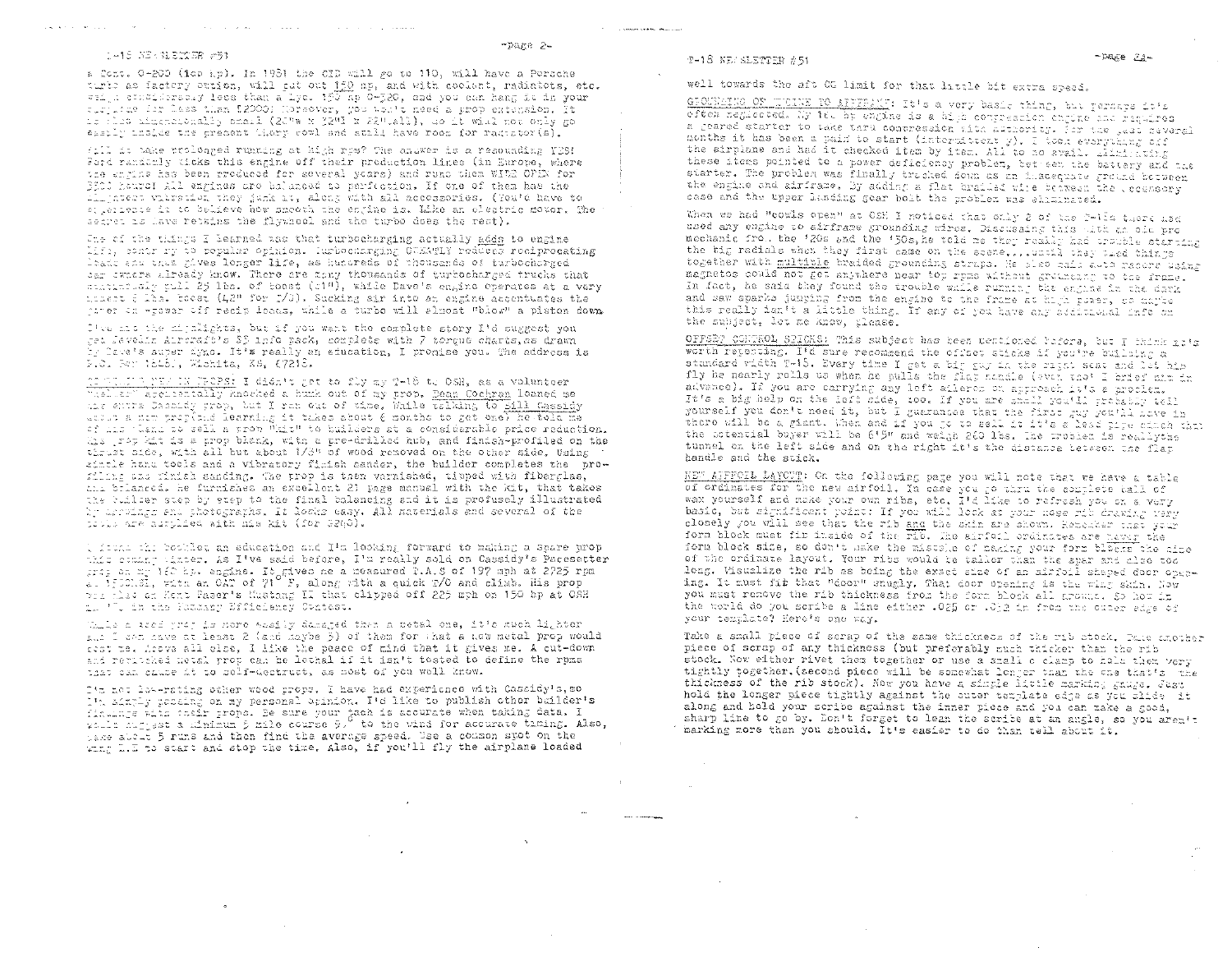a Cont. O-200 (100 hp). In 1981 the CID will go to 110, will have a Porsche turbo as factory option, will put out 150 hp, and with coolant, radiators, etc. weigh considerably less than a Lyc. 150 hp O-320, and you can hang it in your airplane for less than $2000! Moreover, you won't need a prop extension. It is also dimensionally small (20"w x 12"l x 22"all), so it will not only go easily inside the present Thorp cowl and still have room for radiator(s).

Will it take prolonged running at high rpm? The answer is a resounding YES! Ford randomly picks this engine off their production lines (in Europe, where the engine has been produced for several years) and runs them WIDE OPEN for 1500 hours! All engines are balanced to perfection. If one of them has the slightest vibration they junk it, along with all accessories. (You'll have to experience it to believe how smooth the engine is. Like an electric motor. The secret is Dave retains the flywheel and the turbo does the rest).

One of the things I learned was that turbocharging actually adds to engine life, contrary to popular opinion. Turbocharging GREATLY reduces reciprocating loads and thus gives longer life, as hundreds of thousands of turbocharged car owners already know. There are many thousands of turbocharged trucks that continuously pull 25 lbs. of boost (51"), while Dave's engine operates at a very modest 6 lbs. boost (42" for T/O). Sucking air into an engine accentuates the power on-power off recip loads, while a turbo will almost "blow" a piston down.

I've hit the highlights, but if you want the complete story I'd suggest you get Revolution Aircraft's $5 info pack, complete with 7 torque charts, as drawn by Dave's super dyno. It's really an education, I promise you. The address is P.O. Box 18161, Wichita, KS, 67218.

COMPOSITE/WOODEN PROPS: I didn't get to fly my T-18 to OSH, as a volunteer "helper" accidentally knocked a hunk out of my prop. Dean Cochran loaned me his extra Cassidy prop, but I ran out of time. While talking to Bill Cassidy about a new prop (and learning it takes about 6 months to get one) he told me of his plans to sell a prop "kit" to builders at a considerable price reduction. His prop kit is a prop blank, with a pre-drilled hub, and finish-profiled on the thrust side, with all but about 1/8" of wood removed on the other side. Using simple hand tools and a vibratory finish sander, the builder completes the profiling and finish sanding. The prop is then varnished, tipped with fiberglas, and balanced. He furnishes an excellent 21 page manual with the kit, that takes the builder step by step to the final balancing and it is profusely illustrated by drawings and photographs. It looks easy. All materials and several of the tools are supplied with his kit (for $240).

I found the booklet an education and I'm looking forward to making a spare prop this coming winter. As I've said before, I'm really sold on Cassidy's Pacesetter prop on my 150 hp. engine. It gives me a measured T.A.S of 197 mph at 2725 rpm at 3500MSL, with an OAT of 71° F, along with a quick T/O and climb. His prop was also on Kent Paser's Mustang II that clipped off 225 mph on 150 hp at OSH in '80 in the Economy Efficiency Contest.

While a wood prop is more easily damaged than a metal one, it's much lighter and I can have at least 2 (and maybe 3) of them for what a new metal prop would cost me. Above all else, I like the peace of mind that it gives me. A cut-down and retwisted metal prop can be lethal if it isn't tested to define the rpms that can cause it to self-destruct, as most of you well know.

I'm not low-rating other wood props. I have had experience with Cassidy's, so I'm simply passing on my personal opinion. I'd like to publish other builder's findings with their props. Be sure your tach is accurate when taking data. I would suggest a minimum 5 mile course 90° to the wind for accurate timing. Also, make about 5 runs and then find the average speed. Use a common spot on the wing L.E to start and stop the time. Also, if you'll fly the airplane loaded well towards the aft CG limit for that little bit extra speed.

GROUNDING OF ENGINE TO AIRFRAME: It's a very basic thing, but perhaps it's often neglected. My 180 hp engine is a high compression engine and requires a geared starter to take hard compression with authority. For the past several months it has been a pain to start (intermittently). I took everything off the airplane and had it checked item by item. All to no avail. Eliminating these items pointed to a power deficiency problem, but not the battery and the starter. The problem was finally tracked down as an inadequate ground between the engine and airframe. By adding a flat braided wire between the accessory case and the upper landing gear bolt the problem was eliminated.

When we had "cowls open" at OSH I noticed that only 2 of the T-18s there had used any engine to airframe grounding wires. Discussing this with an old pro mechanic from the '20s and the '30s, he told me they really had trouble starting the big radials when they first came on the scene,...until they used things together with multiple braided grounding straps. He also said auto racers using magnetos could not get anywhere near top rpms without grounding to the frame. In fact, he said they found the trouble while running the engine in the dark and saw sparks jumping from the engine to the frame at high power, so maybe this really isn't a little thing. If any of you have any additional info on the subject, let me know, please.

OFFSET CONTROL STICKS: This subject has been mentioned before, but I think it's worth repeating. I'd sure recommend the offset sticks if you're building a standard width T-18. Every time I get a big guy in the right seat and let him fly he nearly rolls us when he pulls the flap handle (even tho' I brief him in advance). If you are carrying any left aileron on approach it's a problem. It's a big help on the left side, too. If you are small you'll probably tell yourself you don't need it, but I guarantee that the first guy you'll have in there will be a giant. When and if you go to sell it it's a good plus chance that the potential buyer will be 6'5" and weigh 260 lbs. The problem is really the tunnel on the left side and on the right it's the distance between the flap handle and the stick.

NEW AIRFOIL LAYOUT: On the following page you will note that we have a table of ordinates for the new airfoil. In case you go thru the complete ball of wax yourself and make your own ribs, etc. I'd like to refresh you on a very basic, but significant point: If you will look at your nose rib drawing very closely you will see that the rib and the skin are shown. Remember that your form block must fit inside of the rib. The airfoil ordinates are never the form block size, so don't make the mistake of making your form blocks the size of the ordinate layout. Your ribs would be taller than the spar and also too long. Visualize the rib as being the exact size of an airfoil shaped door opening. It must fit that "door" snugly. That door opening is the wing skin. Now you must remove the rib thickness from the form block all around. So how in the world do you scribe a line either .025 or .032 in from the outer edge of your template? Here's one way.

Take a small piece of scrap of the same thickness of the rib stock. Take another piece of scrap of any thickness (but preferably much thicker than the rib stock. Now either rivet them together or use a small C clamp to hold them very tightly together. (second piece will be somewhat longer than the one that's the thickness of the rib stock). Now you have a simple little marking gauge. Just hold the longer piece tightly against the outer template edge as you slide it along and hold your scribe against the inner piece and you can make a good, sharp line to go by. Don't forget to lean the scribe at an angle, so you aren't marking more than you should. It's easier to do than tell about it.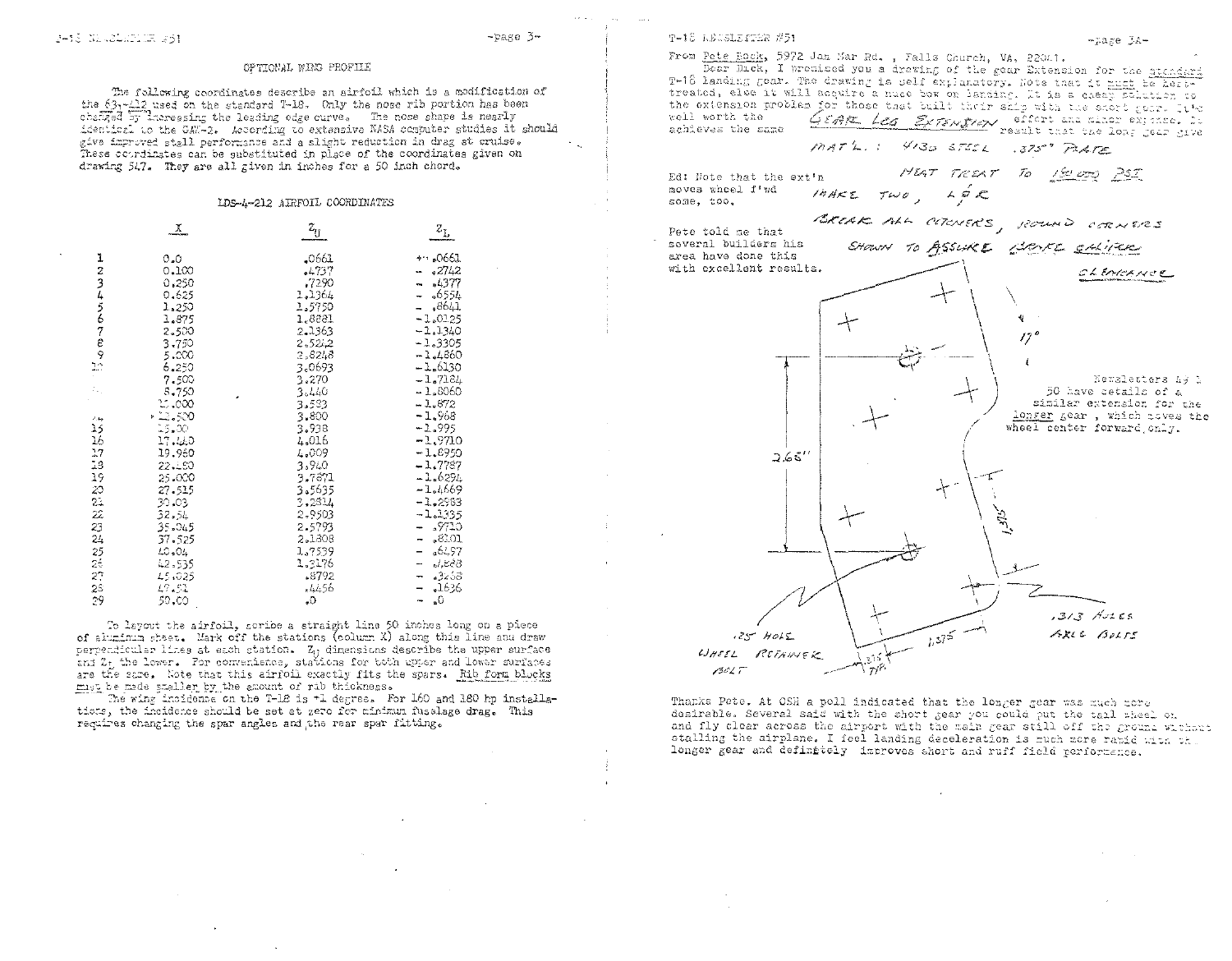## OPTIONAL WING PROFILE

The following coordinates describe an airfoil which is a modification of the 63₁-212 used on the standard T-18. Only the nose rib portion has been changed by increasing the leading edge curve. The nose shape is nearly identical to the GAW-2. According to extensive NASA computer studies it should give improved stall performance and a slight reduction in drag at cruise. These coordinates can be substituted in place of the coordinates given on drawing 547. They are all given in inches for a 50 inch chord.

### LDS-4-212 AIRFOIL COORDINATES

| | X | $Z_U$ | $Z_L$ |
|---|---|---|---|
| 1 | 0.0 | .0661 | +.0661 |
| 2 | 0.100 | .4737 | -.2742 |
| 3 | 0.250 | .7290 | -.4377 |
| 4 | 0.625 | 1.1364 | -.6554 |
| 5 | 1.250 | 1.5750 | -.8641 |
| 6 | 1.875 | 1.8881 | -1.0125 |
| 7 | 2.500 | 2.1363 | -1.1340 |
| 8 | 3.750 | 2.5242 | -1.3305 |
| 9 | 5.000 | 2.8248 | -1.4860 |
| 10 | 6.250 | 3.0693 | -1.6130 |
| 11 | 7.500 | 3.270 | -1.7184 |
| 12 | 8.750 | 3.440 | -1.8060 |
| 13 | 10.000 | 3.583 | -1.872 |
| 14 | 12.500 | 3.800 | -1.968 |
| 15 | 15.00 | 3.938 | -1.995 |
| 16 | 17.440 | 4.016 | -1.9710 |
| 17 | 19.960 | 4.009 | -1.8950 |
| 18 | 22.480 | 3.940 | -1.7787 |
| 19 | 25.000 | 3.7871 | -1.6294 |
| 20 | 27.515 | 3.5635 | -1.4669 |
| 21 | 30.03 | 3.2814 | -1.2983 |
| 22 | 32.54 | 2.9503 | -1.1335 |
| 23 | 35.045 | 2.5793 | -.9710 |
| 24 | 37.525 | 2.1808 | -.8101 |
| 25 | 40.04 | 1.7539 | -.6497 |
| 26 | 42.535 | 1.3176 | -.4888 |
| 27 | 45.025 | .8792 | -.3268 |
| 28 | 47.51 | .4456 | -.1636 |
| 29 | 50.00 | .0 | -.0 |

To layout the airfoil, scribe a straight line 50 inches long on a piece of aluminum sheet. Mark off the stations (column X) along this line and draw perpendicular lines at each station. $Z_U$ dimensions describe the upper surface and $Z_L$ the lower. For convenience, stations for both upper and lower surfaces are the same. Note that this airfoil exactly fits the spars. Rib form blocks must be made smaller by the amount of rib thickness.

The wing incidence on the T-18 is +1 degree. For 160 and 180 hp installations, the incidence should be set at zero for minimum fuselage drag. This requires changing the spar angles and the rear spar fitting.

---

From Pete Bock, 5972 Jan Mar Rd., Falls Church, VA, 22041.

Dear Dick, I promised you a drawing of the gear Extension for the standard T-18 landing gear. The drawing is self explanatory. Note that it must be heat-treated, else it will acquire a huge bow on landing. It is a cheap solution to the extension problem for those that built their ship with the short gear. It's well worth the effort and minor expense. It achieves the same result that the long gear give.

GEAR LEG EXTENSION

MAT'L.: 4130 STEEL .375" PLATE

HEAT TREAT TO 150,000 PSI

MAKE TWO, L & R

BREAK ALL CORNERS, ROUND CORNERS SHOWN TO ASSURE BRAKE CALIPER CLEARANCE

17°

2.68"

1.375"

1.375

.375 TYP.

.25 HOLE WHEEL RETAINER BOLT

.313 HOLES AXLE BOLTS

Ed: Note that the ext'n moves wheel f'wd some, too.

Pete told me that several builders his area have done this with excellent results.

Newsletters 49 & 50 have details of a similar extension for the longer gear, which moves the wheel center forward only.

Thanks Pete. At OSH a poll indicated that the longer gear was much more desirable. Several said with the short gear you could put the tail wheel on and fly clear across the airport with the main gear still off the ground without stalling the airplane. I feel landing deceleration is much more rapid with the longer gear and definitely improves short and ruff field performance.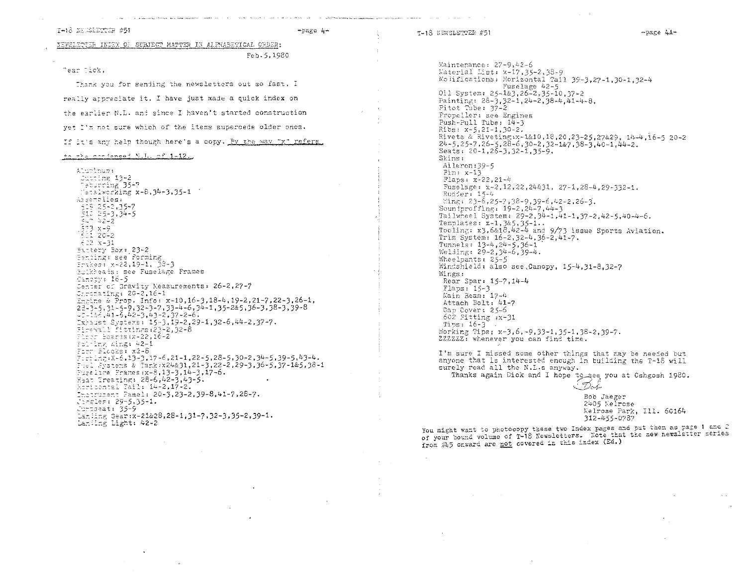NEWSLETTER INDEX OF SUBJECT MATTER IN ALPHABETICAL ORDER:

Feb. 5, 1980

Dear Dick,

Thank you for sending the newsletters out so fast. I really appreciate it. I have just made a quick index on the earlier N.L. and since I haven't started construction yet I'm not sure which of the items supercede older ones. If it's any help though here's a copy. By the way "x" refers to the condensed N.L. of 1-12.

Aluminum:
 Cutting 13-2
 Deburring 35-7
 Metalworking x-8, 34-3, 35-1
Assemblies:
 519 25-2, 35-7
 310 25-3, 34-5
 547 42-2
 573 x-9
 601 20-2
 602 x-31
Battery Box: 23-2
Bending: see Forming
Brakes: x-22, 19-1, 38-3
Bulkheads: see Fuselage Frames
Canopy: 16-5
Center of Gravity Measurements: 26-2, 27-7
Chromating: 20-2, 16-1
Engine & Prop. Info: x-10, 16-3, 18-4, 19-2, 21-7, 22-3, 26-1, 28-3-5, 31-5-9, 32-3-7, 33-4-6, 34-1, 35-2&5, 36-3, 38-3, 39-8, 40-1&6, 41-6, 42-3, 43-2, 37-2-6.
Exhaust Systems: 15-3, 19-2, 29-1, 32-6, 44-2, 37-7.
Firewall fittings: 23-2, 32-8
Floor boards: x-22, 16-2
Folding Wing: 42-1
Form Blocks: x2-8
Forming: X-6, 13-3, 17-6, 21-1, 22-5, 28-5, 30-2, 34-5, 39-5, 43-4.
Fuel Systems & Tank: x24&31, 21-3, 22-2, 29-3, 36-5, 37-1&5, 38-1
Fuselage Frames: x-8, 13-3, 14-3, 17-6.
Heat Treating: 28-6, 42-3, 43-5.
Horizontal Tail: 14-2, 17-2.
Instrument Panel: 20-3, 23-2, 39-8, 41-7, 28-7.
Jigs: 29-5, 35-1.
Jumpseat: 35-9
Landing Gear: x-21&28, 28-1, 31-7, 32-3, 35-2, 39-1.
Landing Light: 42-2

Maintenance: 27-9, 42-6
Material List: x-17, 35-2, 38-9
Modifications: Horizontal Tail 39-3, 27-1, 30-1, 32-4
 Fuselage 42-5
Oil System: 25-1&3, 26-2, 35-10, 37-2
Painting: 28-3, 32-1, 24-2, 38-4, 41-4-8.
Pitot Tube: 37-2
Propeller: see Engines
Push-Pull Tube: 14-3
Ribs: x-5, 21-1, 30-2.
Rivets & Riveting: x-1&10, 18, 20, 23-25, 27&29, 14-4, 16-5 20-2 24-5, 25-7, 26-5, 28-6, 30-2, 32-1&7, 38-3, 40-1, 44-2.
Seats: 20-1, 26-3, 32-1, 35-9.
Skins:
 Aileron: 39-5
 Fin: x-13
 Flaps: x-22, 21-4
 Fuselage: x-2, 12, 22, 24&31, 27-1, 26-4, 29-332-1.
 Rudder: 15-4
 Wing: 23-6, 25-7, 38-9, 39-6, 42-2, 26-3.
Soundproffing: 19-2, 24-7, 44-3
Tailwheel System: 29-2, 34-1, 41-1, 37-2, 42-5, 40-4-6.
Templates: x-1, 3&5, 35-1..
Tooling: x3, 6&18, 42-4 and 9/73 issue Sports Aviation.
Trim System: 16-2, 32-4, 36-2, 41-7.
Tunnels: 13-4, 24-5, 36-1
Welding: 29-2, 34-6, 39-4.
Wheelpants: 25-5
Windshield: also see Canopy, 15-4, 31-8, 32-7
Wings:
 Rear Spar: 15-7, 14-4
 Flaps: 15-3
 Main Beam: 17-4
 Attach Bolt: 41-7
 Gap Cover: 25-6
 602 Fitting : x-31
 Tips: 16-3
Working Tips: x-3, 6, -9, 33-1, 35-1, 38-2, 39-7.
ZZZZZZ: whenever you can find time.

I'm sure I missed some other things that may be needed but anyone that is interested enough in building the T-18 will surely read all the N.L.s anyway.

Thanks again Dick and I hope to see you at Oshgosh 1980.

Bob

Bob Jaeger
2405 Melrose
Melrose Park, Ill. 60164
312-455-0787

You might want to photocopy these two Index pages and put them as page 1 and 2 of your bound volume of T-18 Newsletters. Note that the new newsletter series from #45 onward are not covered in this index (Ed.)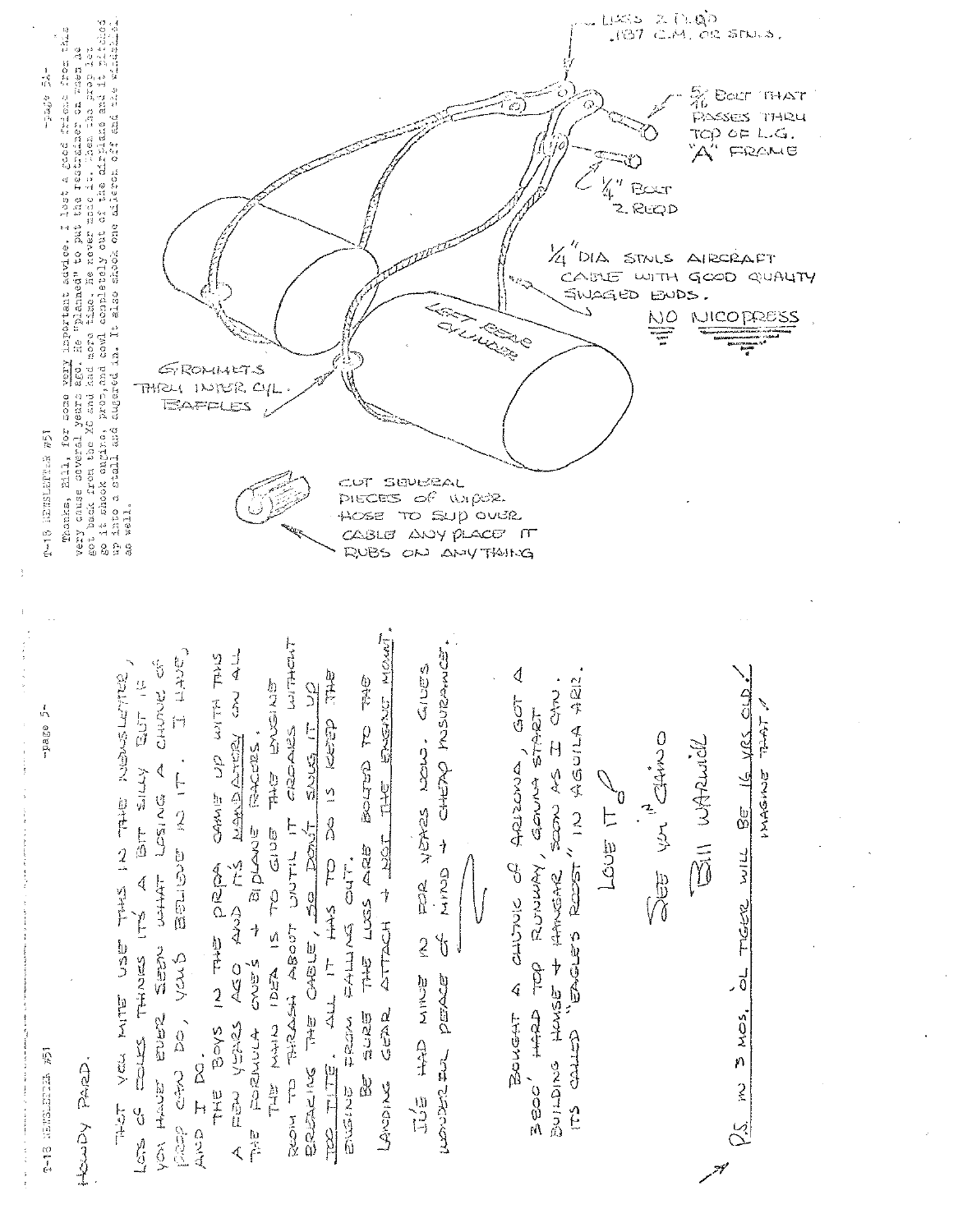Howdy Pard.

Thot you mite use this in the newsletter, lots of folks thinks it's a bit silly but if you have ever seen what losing a chunk of prop can do, you'd believe in it. I have, and I do.

The boys in the PRPA came up with this a few years ago and it's **mandatory** on all the formula one's + biplane racers.

The main idea is to give the engine room to thrash about until it crooks without breaking the cable, so **don't snug it up too tite**. All it has to do is keep the engine from falling out.

Be sure the legs are bolted to the landing gear attach + **not the engine mount**.

I've had mine in for years now. Gives wonderful peace of mind + cheap insurance.

Bought a chunk of Arizona, got a 3800' hard top runway, gonna start building house + hangar soon as I can. It's called "Eagle's Roost" in Aguila Ariz.

Love it!

See ya 'n' Chino

Bill Warwick

P.S. in 3 mos, ol Tiger will be 16 yrs old! imagine that!

---

Thanks, Bill, for some very important advice. I lost a good friend from this very cause several years ago. He "planned" to put the restrainer on when he got back from the XC and had more time. He never made it. When the prop let go it shook engine, prop, and cowl completely out of the airplane and it pitched up into a stall and augered in. It also shook one aileron off and the windshield as well.

LUGS 2 REQD .187 C.M. OR STNLS.

5/16 BOLT THAT PASSES THRU TOP OF L.G. "A" FRAME

1/4" BOLT 2 REQD

1/4" DIA STNLS AIRCRAFT CABLE WITH GOOD QUALITY SWAGED ENDS.

NO NICOPRESS

LEFT REAR CYLINDER

GROMMETS THRU INTER CYL. BAFFLES

CUT SEVERAL PIECES OF WIPER HOSE TO SLIP OVER CABLE ANY PLACE IT RUBS ON ANYTHING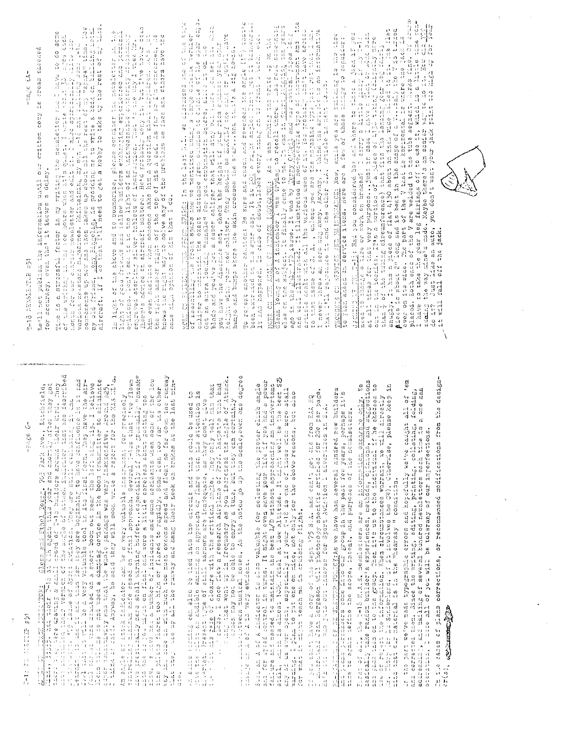T-18 NEWSLETTER #51

**ANGLE OF ATTACK INDICATOR:** Glenn and Ethel Young, 703 Park Ave., Litchfield, Minn. 55355, and their T-18 is at it again this year and shortly after they got their T-18 were drawing a small crowd of T-18 builders around their bird. They have installed their version of the angle of attack indicator that was described in Oct. '73 issue of Sport Aviation. They are still evaluating it and learning to use it and thus far they are beginning to have confidence in it and feel that it will be a very valuable tool in its final form. They have the airfoil shaped vane mounted on a short boom out near the left wing tip. I believe Glenn told me he had used a damping device in the boom transmitter to eliminate over sensitivity and that the whole package was very inexpensive, around $25, I think he said. Anyway, he said they will soon write a report for the NAS NL's.

An angle of attack indicator can be a very valuable instrument for precisely controlling minimum safe speed on final approach. Several T-18s that I've flown have practically zero stall warning buffet...especially if you gradually "sneak" into the stall. Right on final and were a little careless about getting too slow, I have had a number of incidents and some accidents when some of the low time pilots flared too high or flared too rapidly. Some lean too far the other way and come in with much too much excess speed and float so far down the runway that they use up all the runway and hang their neck on brakes in the last minute.

A simple warning can also be wired into the circuit and this could be used to give the pilot an audible warning on approach or flare when his attention is diverted. Present type of stall warners are inadequate, as they don't give warning as the pilot closes with the critical angle, they only tell him that he's there. I once flew a research airplane of Prof. Hayden's that had a buzzer that went up in frequency as you increased the angle of attack. One may not be able to carry a tune, but they can certainly tell the difference between musical notes. As the notes go up the scale, even one degree change in A of A is very evident.

Such an A of A indicator is also valuable for selecting the proper climb angle and for speed control in turns. It might even save your life if you had a power failure and needed to maintain the best L/D without approaching an inadvertent stall, which is dangerous, fatal at low altitude. It might well be the best $25 any of us ever spent, especially if your T-18 is one of those with zero stall warning. I plan to put one on mine, not only for the above reasons, but also for what it might teach me in cruising flight.

If you don't have a copy of the Sept '73 S.A. and can't get one from EAA HQ, I understand John Grierson will photocopy specific articles for 20¢ per page. Write to him, who puts out indexes for Sport Aviation advertised in S.A.

**NEWSLETTER PHILOSOPHY & MEMBER POLICIES:** As we have had several hundred new builders and plans purchasers come into our group in the past few years, perhaps it's time to again define the scope, intent, and purposes of the newsletters.

First of all, the T-18 N.A.S. newsletters are an information exchange only. We basically take random builder's experiences, methods, opinions, and suggestions and pass them on to the group. Then it's up to the individual if he chooses to use or reject the information. When circumstances warrant, we will directly contact Mr. Thorp or Mr. Sunderland, if it involves them. Otherwise, please keep in mind that our material is in the "hearsay" condition.

In the past we've made typographic errors and hopefully we've caught all of 'em and corrected them. Since the writing, editing, printing, collating, folding, addressing, and mailing of several hundred newsletters each time is a one man operation, I hope all of you will be tolerant of our imperfections.

In the case of plans corrections, or recommended modifications from the designer(s), we'll not publish the information until our written copy is cross checked for accuracy, even tho' it incurs a delay.

Time is a stressful factor in my writing the newsletter and I have to do some of the writing in the wee hours when it's quiet. I write about 50 pages each month for our other newsletter and edit it. I also sporadically write for various newsstand magazines. Meanwhile, my own T-18 and building some T-18 components up now and then takes up about all the rest of my "spare" time. Now my old friend, John Bagalio, is prodding me to write a book on building metal aircraft. If I do that I'll need to get a hobby to take up the rest of my time.

In light of the above and to summarize, please consider the newsletter in the light of good friends and fellow builders exchanging experiences and personal opinions. Don't see it in the light of an unimpeachable authority dispensing etched in stone tablets of instruction. That's not the way I view it. He'd probably deny it, but I've never seen him ever hesitate when someone asks him a question about airplanes. He gives the right answer right off the top of his head. As far as I'm concerned, he knows the right way to solve any of the problems we face and others have the same high opinion of him that I do.

**MORE ON BUILDING THE FRONT SPAR:** In the last N.L. we discussed one of the ways of assembling the front spars and we mentioned using a large diameter Vernier caliper to maintain the exact distance from one side to the other of the spar caps. Get an extra long "handle" for your combination square, slide it on the blade and you've got a super caliper that will stay the same to set it. When you have the distance set, check the height of your ribs against your spar height with your new caliper. They should be EXACTLY the same or you'll have humps and bumps where the skin crosses the spar...and that's a big no-no.

To repeat another caution: Be sure and check and re-check the angle (1°) that's been machined in the spar cap. It is NOT a 90° angle! Don't ask me how it's happened, but it has happened, in case of doubt, label every thing on the spar.

**MORE ON THE ANGLE OF ATTACK INDICATOR:** As I was making the write up on the Glenn Young A of A indicator I was trying to recall where I had read something else on the subject. It finally came to me. It was in Sport Aviation two years ago in the July '72 issue. It was by Terry O'Neil and was several pages long and well illustrated. It illustrated a non-electric type of instrument and the article dealt with all the various uses of it. You probably couldn't have access to the issue of S.A. unless you save the magazines...but I never throw any away. Anyway, I think the article is so informative that I'll reproduce it and the other S.A. article in the next issue.

**THOUGHTS ON SERVICE AND MAINTENANCE:** Now, while you are building is the time to plan ahead on service items. Here are a few of these things to consider:

**JACKING UP THE T-18:** Had you considered how and where to place a jack if you need to change a tire or work on brakes? I carry a little scissor jack at all times for that very purpose...just in case. I have a piece of 4130 tube that fits the landing gear leg, slightly more than ½ of the tube circumference. It has a piece of flat 4130 about an inch wide welded to it. The flat piece is about 2" long and is bent in the shape of a V...only the V is turned over on its side. The part of the V that is horizontal is where the jack is placed. Both ends of the V are welded to the tube segment. Works fine. Of course I have to take the gear leg fairings off to use it, which is a little time consuming the way mine's made. Maybe there's an easier way to do it. How did you do it? Just like an auto, you don't want your jack point too high up for fear it will fall off the jack.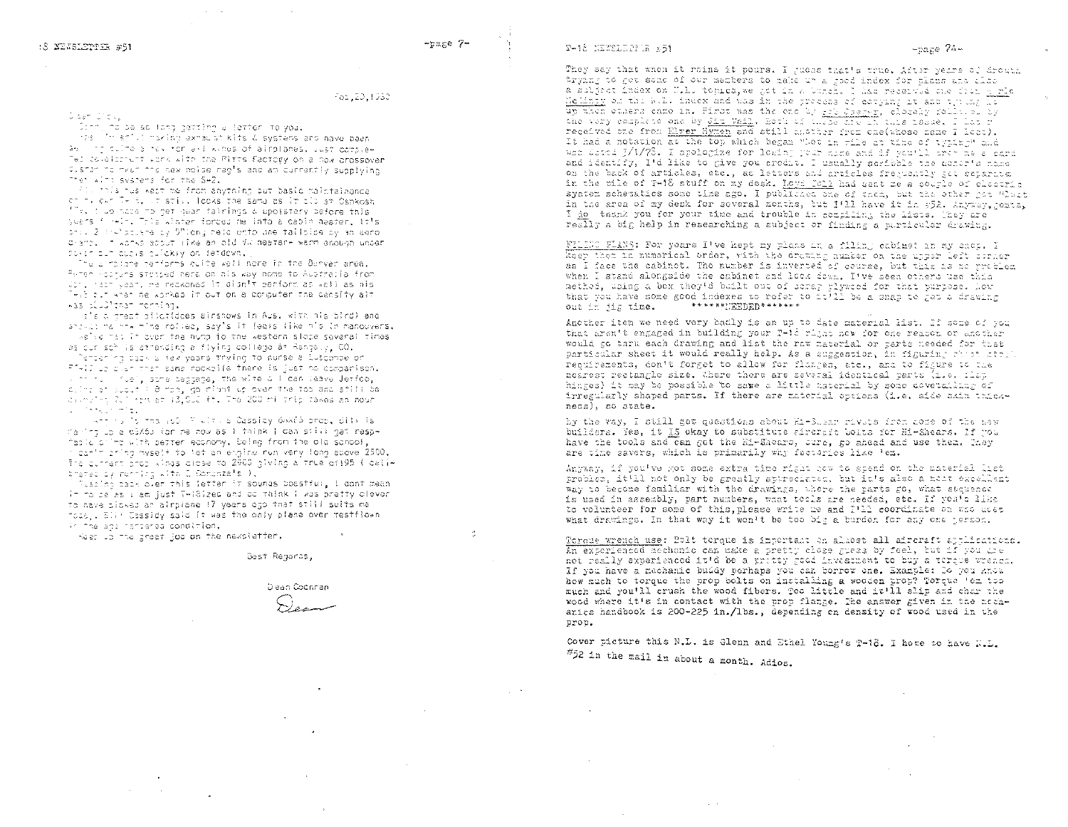Feb.20,1980

Dear Dick,

Sorry to be so long getting a letter to you.

I'm still making exhaust kits & systems and have been busy doing a few for all kinds of airplanes. Just completed development work with the Pitts factory on a new crossover system to meet the new noise reg's and am currently supplying their with systems for the S-2.

This has kept me from anything but basic maintainance on my own T-18. It still looks the same as it did at Oshkosh. I do hope to get gear fairings & upolstery before this year's fly-in. This winter forced me into a cabin heater. It's only 2 1/2" square by 5" long held onto the tailpipe by an aero clamp. It works about like an old VW heater- warm enough under power but cools quickly on letdown.

The airplane performs quite well here in the Denver area. Burton Hodgins stopped here on his way home to Australia from Oshkosh last year. He reckoned it didn't perform as well as his T-18 but when he worked it out on a computer the density alt was 8000' that morning.

He's a great pilot(does airshows in Aus. with his bird) and showed me the nine rolls, say's it feels like he's in manouvers.

We've had it over the hump to the western slope several times as our son is attending a flying college at Rangely, CO.

Remembering back a few years trying to nurse a Luscombe or PA-12 up over that same rockpile there is just no comparison. With full fuel, some baggage, the wife & I can leave Jeffco, climb at about 1 8 mph, go right up over the top and still be climbing 2000 fpm at 13,000 ft. The 200 mi trip takes an hour and ten mts.

I'm still using the 0-320 with a Cassidy 66x78 prop. Bill is making up a 66x68 for me now as I think I can still get respectable climb with better economy. Being from the old school, I can't bring myself to let an engine run very long above 2500. The current prop winds close to 2900 giving a true of 195 ( calibrated by running with 2 Bonanza's ).

Reading back over this letter it sounds boastful, I dont mean it to be as I am just T-18ized and do think I was pretty clever to have picked an airplane 17 years ago that still suits me today. Bill Cassidy said it was the only plane ever testflown in the as-received condition.

Keep up the great job on the newsletter.

Best Regards,

Dean Cochran

Dean

They say that when it rains it pours. I guess that's true. After years of drought trying to get some of our members to make up a good index for plans and also a subject index on N.L. topics, we got in a bunch. I had received one from Kyle McGinty on the N.L. index and was in the process of copying it and typing it up when others came in. First was the one by Bob Dearman, closely followed by the very complete one by Jim Wall. Both of these are in this issue. I had received one from Elmer Hymen and still another from one(whose name I lost). It had a notation at the top which began "Not in file at time of typing" and was dated 3/1/78. I apologize for losing your name and if you'll drop me a card and identify, I'd like to give you credit. I usually scribble the donor's name on the back of articles, etc., as letters and articles frequently get separated in the pile of T-18 stuff on my desk. Lowe Dahl had sent me a couple of electric system schematics some time ago. I published one of them, but the other got "lost" in the area of my desk for several months, but I'll have it in #52. Anyway, gents, I do thank you for your time and trouble in compiling the lists. They are really a big help in researching a subject or finding a particular drawing.

FILING PLANS: For years I've kept my plans in a filing cabinet in my shop. I keep them in numerical order, with the drawing number on the upper left corner as I face the cabinet. The number is inverted of course, but this is no problem when I stand alongside the cabinet and look down. I've seen others use this method, using a box they'd built out of scrap plywood for that purpose. Now that you have some good indexes to refer to it'll be a snap to get a drawing out in jig time. ******NEEDED******

Another item we need very badly is an up to date material list. If some of you that aren't engaged in building your T-18 right now for one reason or another would go thru each drawing and list the raw material or parts needed for that particular sheet it would really help. As a suggestion, in figuring sheet stock requirements, don't forget to allow for flanges, etc., and to figure to the nearest rectangle size. Where there are several identical parts (i.e. flap hinges) it may be possible to save a little material by some dovetailing of irregularly shaped parts. If there are material options (i.e. side skin thickness), so state.

By the way, I still get questions about Hi-Shear rivets from some of the new builders. Yes, it IS okay to substitute aircraft bolts for Hi-Shears. If you have the tools and can get the Hi-Shears, sure, go ahead and use them. They are time savers, which is primarily why factories like 'em.

Anyway, if you've got some extra time right now to spend on the material list problem, it'll not only be greatly appreciated, but it's also a neat excellent way to become familiar with the drawings, where the parts go, what sequence is used in assembly, part numbers, what tools are needed, etc. If you'd like to volunteer for some of this, please write me and I'll coordinate on who does what drawings. In that way it won't be too big a burden for any one person.

Torque wrench use: Bolt torque is important on almost all aircraft applications. An experienced mechanic can make a pretty close guess by feel, but if you are not really experienced it'd be a pretty good investment to buy a torque wrench. If you have a mechanic buddy perhaps you can borrow one. Example: Do you know how much to torque the prop bolts on installing a wooden prop? Torque 'em too much and you'll crush the wood fibers. Too little and it'll slip and char the wood where it's in contact with the prop flange. The answer given in the mechanics handbook is 200-225 in./lbs., depending on density of wood used in the prop.

Cover picture this N.L. is Glenn and Ethel Young's T-18. I hope to have N.L. #52 in the mail in about a month. Adios.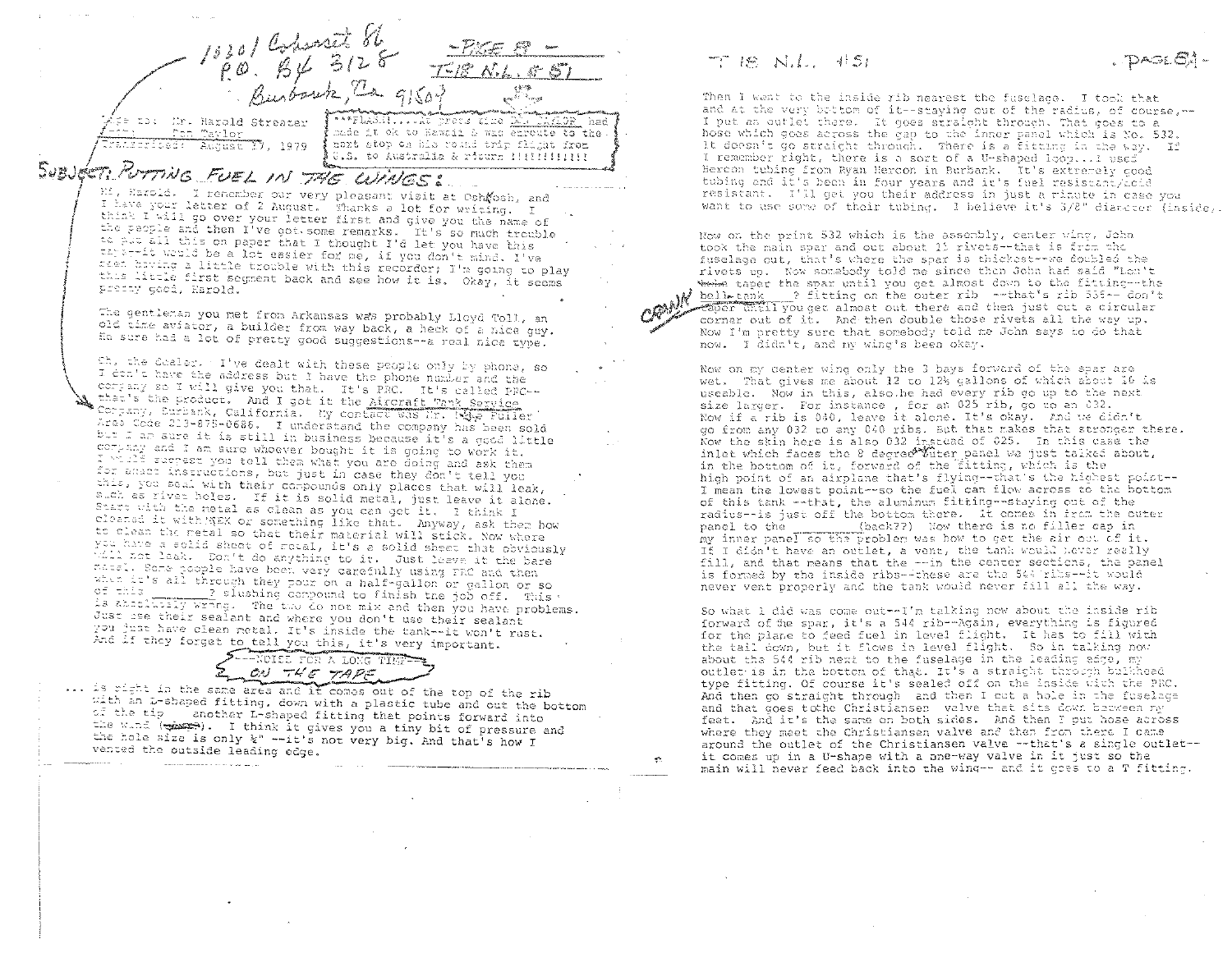10201 Cohasset 86
P.O. Bx 3128
Burbank, Ca 91504

PAGE 8

T-18 N.L. # 51

Tape to: Mr. Harold Streater
From: Tom Taylor
Transcribed: August 17, 1979

***FLASH!...At press time TOM TAYLOR had made it ok to Hawaii & was enroute to the next stop on his round trip flight from U.S. to Australia & return !!!!!!!!!!!!

## SUBJECT: PUTTING FUEL IN THE WINGS:

Hi, Harold. I remember our very pleasant visit at Oshkosh, and I have your letter of 2 August. Thanks a lot for writing. I think I will go over your letter first and give you the name of the people and then I've got some remarks. It's so much trouble to put all this on paper that I thought I'd let you have this tape--it would be a lot easier for me, if you don't mind. I've been having a little trouble with this recorder; I'm going to play this little first segment back and see how it is. Okay, it seems pretty good, Harold.

The gentleman you met from Arkansas was probably Lloyd Toll, an old time aviator, a builder from way back, a heck of a nice guy. He sure had a lot of pretty good suggestions--a real nice type.

Oh, the dealer. I've dealt with these people only by phone, so I don't have the address but I have the phone number and the company so I will give you that. It's PRC. It's called PRC--that's the product. And I got it the Aircraft Tank Service Company, Burbank, California. My contact was Mr. Dave Fuller Area Code 213-875-0686. I understand the company has been sold but I am sure it is still in business because it's a good little company and I am sure whoever bought it is going to work it. I would suggest you tell them what you are doing and ask them for exact instructions, but just in case they don't tell you this, you seal with their compounds only places that will leak, such as rivet holes. If it is solid metal, just leave it alone. Start with the metal as clean as you can get it. I think I cleaned it with MEK or something like that. Anyway, ask them how to clean the metal so that their material will stick. Now where you have a solid sheet of metal, it's a solid sheet that obviously will not leak. Don't do anything to it. Just leave it the bare metal. Some people have been very carefully using PRC and then when it's all through they pour on a half-gallon or gallon or so of this ________? slushing compound to finish the job off. This is absolutely wrong. The two do not mix and then you have problems. Just use their sealant and where you don't use their sealant you just have clean metal. It's inside the tank--it won't rust. And if they forget to tell you this, it's very important.

---NOISE FOR A LONG TIME--- ON THE TAPE

... is right in the same area and it comes out of the top of the rib with an L-shaped fitting, down with a plastic tube and out the bottom of the tip another L-shaped fitting that points forward into the wind (scoop). I think it gives you a tiny bit of pressure and the hole size is only ¼" --it's not very big. And that's how I vented the outside leading edge.

Then I went to the inside rib nearest the fuselage. I took that and at the very bottom of it--staying out of the radius, of course,--I put an outlet there. It goes straight through. That goes to a hose which goes across the gap to the inner panel which is No. 532. It doesn't go straight through. There is a fitting in the way. If I remember right, there is a sort of a U-shaped loop...I used Nercon tubing from Ryan Nercon in Burbank. It's extremely good tubing and it's been in four years and it's fuel resistant/acid resistant. I'll get you their address in just a minute in case you want to use some of their tubing. I believe it's 3/8" diameter (inside).

Now on the print 532 which is the assembly, center wing. John took the main spar and out about 15 rivets--that is from the fuselage out, that's where the spar is thickest--we doubled the rivets up. Now somebody told me since then John had said "Don't taper the spar until you get almost down to the fitting--the bell-tank ? (CRANK) fitting on the outer rib --that's rib 535-- don't taper until you get almost out there and then just cut a circular corner out of it. And then double those rivets all the way up. Now I'm pretty sure that somebody told me John says to do that now. I didn't, and my wing's been okay.

Now on my center wing only the 3 bays forward of the spar are wet. That gives me about 12 to 12½ gallons of which about 10 is useable. Now in this, also he had every rib go up to the next size larger. For instance, for an 025 rib, go to an 032. Now if a rib is 040, leave it alone. It's okay. And we didn't go from any 032 to any 040 ribs. But that makes that stronger there. Now the skin here is also 032 instead of 025. In this case the inlet which faces the 8 degree outer panel we just talked about, in the bottom of it, forward of the fitting, which is the high point of an airplane that's flying--that's the highest point--I mean the lowest point--so the fuel can flow across to the bottom of this tank --that, the aluminum fitting--staying out of the radius--is just off the bottom there. It comes in from the outer panel to the ________ (back??) Now there is no filler cap in my inner panel so the problem was how to get the air out of it. If I didn't have an outlet, a vent, the tank would never really fill, and that means that the --in the center sections, the panel is formed by the inside ribs--these are the 544 ribs--it would never vent properly and the tank would never fill all the way.

So what I did was come out--I'm talking now about the inside rib forward of the spar, it's a 544 rib--Again, everything is figured for the plane to feed fuel in level flight. It has to fill with the tail down, but it flows in level flight. So in talking now about the 544 rib next to the fuselage in the leading edge, my outlet is in the bottom of that. It's a straight through bulkhead type fitting. Of course it's sealed off on the inside with the PRC. And then go straight through and then I cut a hole in the fuselage and that goes to the Christiansen valve that sits down between my feet. And it's the same on both sides. And then I put hose across where they meet the Christiansen valve and then from there I came around the outlet of the Christiansen valve --that's a single outlet--it comes up in a U-shape with a one-way valve in it just so the main will never feed back into the wing-- and it goes to a T fitting.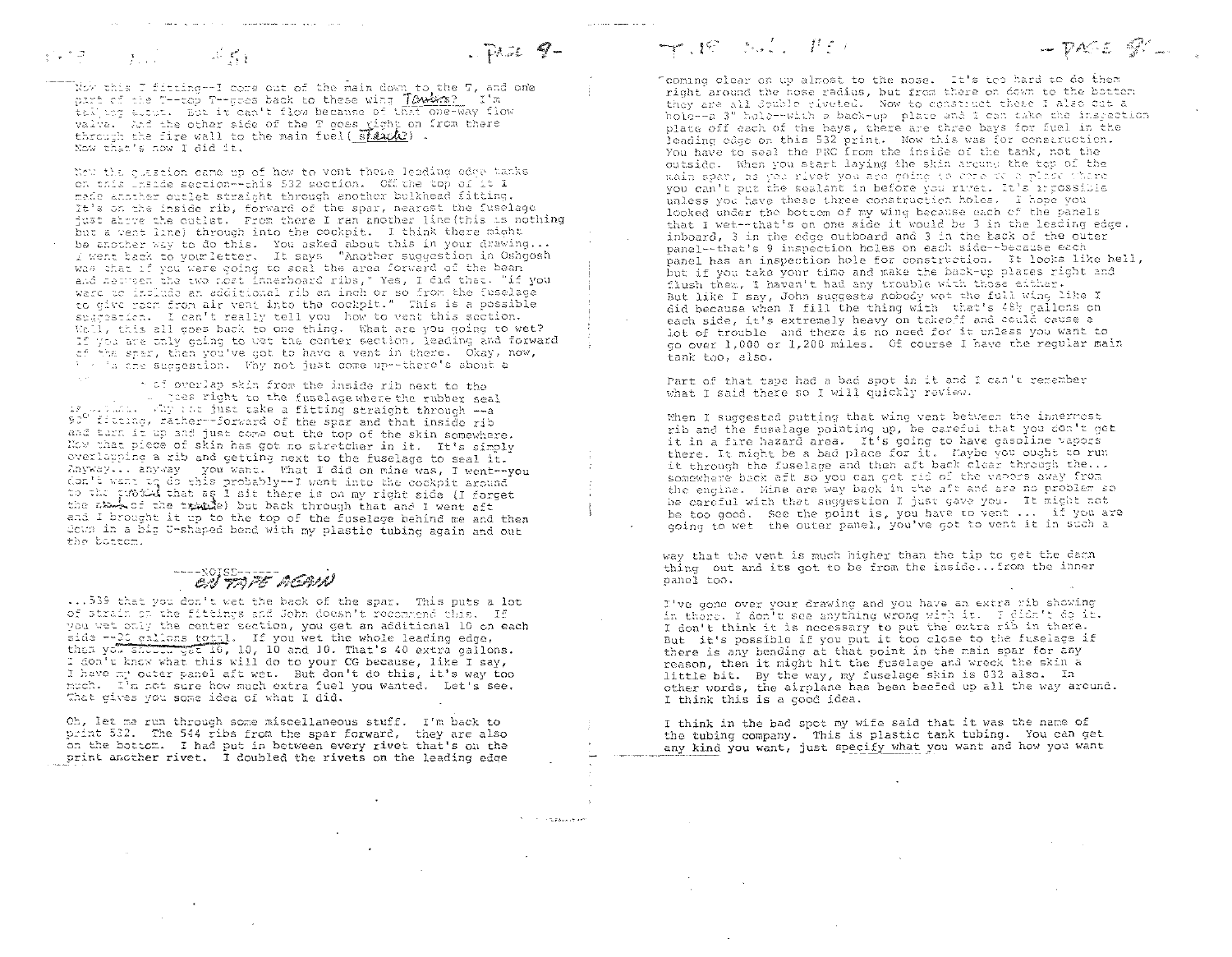Now this T fitting--I come out of the main down to the T, and one part of the T--top T--goes back to these wing *Towers?* I'm talking about. But it can't flow because of that one-way flow valve. And the other side of the T goes right on from there through the fire wall to the main fuel (*stack*). Now that's how I did it.

Now the question came up of how to vent these leading edge tanks on this inside section--this 532 section. Off the top of it I made another outlet straight through another bulkhead fitting. It's on the inside rib, forward of the spar, nearest the fuselage just above the outlet. From there I ran another line (this is nothing but a vent line) through into the cockpit. I think there might be another way to do this. You asked about this in your drawing... I went back to your letter. It says "Another suggestion in Oshgosh was that if you were going to seal the area forward of the beam and between the two most innerboard ribs," Yes, I did that. "if you were to include an additional rib an inch or so from the fuselage to give room from air vent into the cockpit." This is a possible suggestion. I can't really tell you how to vent this section. Well, this all goes back to one thing. What are you going to wet? If you are only going to wet the center section, leading and forward of the spar, then you've got to have a vent in there. Okay, now, ... is the suggestion. Why not just come up--there's about a ... of overlap skin from the inside rib next to the ... goes right to the fuselage where the rubber seal is ... Why not just take a fitting straight through --a 90° fitting, rather--forward of the spar and that inside rib and turn it up and just come out the top of the skin somewhere. Now that piece of skin has got no stretcher in it. It's simply overlapping a rib and getting next to the fuselage to seal it. Anyway... anyway you want. What I did on mine was, I went--you don't want to do this probably--I went into the cockpit around to the *pocket* that as I sit there is on my right side (I forget the *name* of the *thing*) but back through that and I went aft and I brought it up to the top of the fuselage behind me and then down in a big U-shaped bend with my plastic tubing again and out the bottom.

----NOISE------
*ON TAPE AGAIN*

...539 that you don't wet the back of the spar. This puts a lot of strain on the fittings and John doesn't recommend this. If you wet only the center section, you get an additional 10 on each side --20 gallons total. If you wet the whole leading edge, then you should get 10, 10, 10 and 10. That's 40 extra gallons. I don't know what this will do to your CG because, like I say, I have my outer panel aft wet. But don't do this, it's way too much. I'm not sure how much extra fuel you wanted. Let's see. That gives you some idea of what I did.

Oh, let me run through some miscellaneous stuff. I'm back to print 532. The 544 ribs from the spar forward, they are also on the bottom. I had put in between every rivet that's on the print another rivet. I doubled the rivets on the leading edge coming clear on up almost to the nose. It's too hard to do them right around the nose radius, but from there on down to the bottom they are all double riveted. Now to construct these I also cut a hole--a 3" hole--with a back-up plate and I can take the inspection plate off each of the bays, there are three bays for fuel in the leading edge on this 532 print. Now this was for construction. You have to seal the PRC from the inside of the tank, not the outside. When you start laying the skin around the top of the main spar, as you rivet you are going to come to a place where you can't put the sealant in before you rivet. It's impossible unless you have these three construction holes. I hope you looked under the bottom of my wing because each of the panels that I wet--that's on one side it would be 3 in the leading edge, inboard, 3 in the edge outboard and 3 in the back of the outer panel--that's 9 inspection holes on each side--because each panel has an inspection hole for construction. It looks like hell, but if you take your time and make the back-up plates right and flush them, I haven't had any trouble with those either. But like I say, John suggests nobody wet the full wing like I did because when I fill the thing with that's 48½ gallons on each side, it's extremely heavy on takeoff and could cause a lot of trouble and there is no need for it unless you want to go over 1,000 or 1,200 miles. Of course I have the regular main tank too, also.

Part of that tape had a bad spot in it and I can't remember what I said there so I will quickly review.

When I suggested putting that wing vent between the innermost rib and the fuselage pointing up, be careful that you don't get it in a fire hazard area. It's going to have gasoline vapors there. It might be a bad place for it. Maybe you ought to run it through the fuselage and then aft back clear through the... somewhere back aft so you can get rid of the vapors away from the engine. Mine are way back in the aft and are no problem so be careful with that suggestion I just gave you. It might not be too good. See the point is, you have to vent ... if you are going to wet the outer panel, you've got to vent it in such a way that the vent is much higher than the tip to get the darn thing out and its got to be from the inside...from the inner panel too.

I've gone over your drawing and you have an extra rib showing in there. I don't see anything wrong with it. I didn't do it. I don't think it is necessary to put the extra rib in there. But it's possible if you put it too close to the fuselage if there is any bending at that point in the main spar for any reason, then it might hit the fuselage and wreck the skin a little bit. By the way, my fuselage skin is 032 also. In other words, the airplane has been beefed up all the way around. I think this is a good idea.

I think in the bad spot my wife said that it was the name of the tubing company. This is plastic tank tubing. You can get any kind you want, just specify what you want and how you want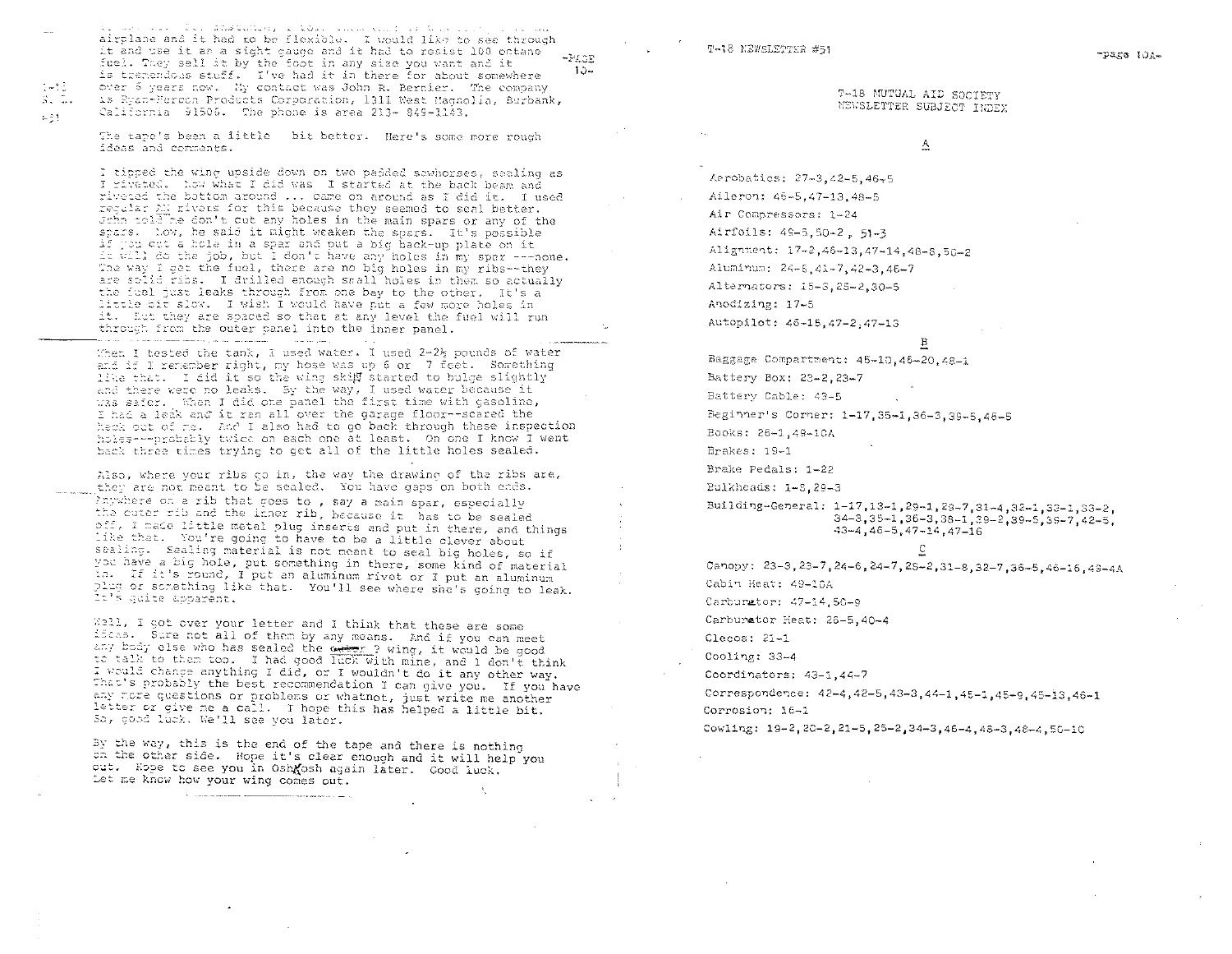airplane and it had to be flexible. I would like to see through it and use it as a sight gauge and it had to resist 100 octane fuel. They sell it by the foot in any size you want and it is tremendous stuff. I've had it in there for about somewhere over 6 years now. My contact was John R. Bernier. The company is Ryan-Herco Products Corporation, 1311 West Magnolia, Burbank, California 91505. The phone is area 213- 849-1143.

The tape's been a little bit better. Here's some more rough ideas and comments.

I tipped the wing upside down on two padded sawhorses, sealing as I riveted. Now what I did was I started at the back beam and riveted the bottom around ... came on around as I did it. I used regular AN rivets for this because they seemed to seal better. John told me don't cut any holes in the main spars or any of the spars. Now, he said it might weaken the spars. It's possible if you cut a hole in a spar and put a big back-up plate on it it will do the job, but I don't have any holes in my spar ---none. The way I get the fuel, there are no big holes in my ribs--they are solid ribs. I drilled enough small holes in them so actually the fuel just leaks through from one bay to the other. It's a little bit slow. I wish I would have put a few more holes in it. But they are spaced so that at any level the fuel will run through from the outer panel into the inner panel.

When I tested the tank, I used water. I used 2-2½ pounds of water and if I remember right, my hose was up 6 or 7 feet. Something like that. I did it so the wing skin started to bulge slightly and there were no leaks. By the way, I used water because it was safer. When I did one panel the first time with gasoline, I had a leak and it ran all over the garage floor--scared the heck out of me. And I also had to go back through these inspection holes---probably twice on each one at least. On one I know I went back three times trying to get all of the little holes sealed.

Also, where your ribs go in, the way the drawing of the ribs are, they are not meant to be sealed. You have gaps on both ends. Anywhere on a rib that goes to , say a main spar, especially the outer rib and the inner rib, because it has to be sealed off, I made little metal plug inserts and put in there, and things like that. You're going to have to be a little clever about sealing. Sealing material is not meant to seal big holes, so if you have a big hole, put something in there, some kind of material in. If it's round, I put an aluminum rivet or I put an aluminum plug or something like that. You'll see where she's going to leak. It's quite apparent.

Well, I got over your letter and I think that these are some ideas. Sure not all of them by any means. And if you can meet any body else who has sealed the ~~other~~ ? wing, it would be good to talk to them too. I had good luck with mine, and I don't think I would change anything I did, or I wouldn't do it any other way. That's probably the best recommendation I can give you. If you have any more questions or problems or whatnot, just write me another letter or give me a call. I hope this has helped a little bit. So, good luck. We'll see you later.

By the way, this is the end of the tape and there is nothing on the other side. Hope it's clear enough and it will help you out. Hope to see you in Oshkosh again later. Good luck. Let me know how your wing comes out.

T-18 MUTUAL AID SOCIETY
NEWSLETTER SUBJECT INDEX

A

Aerobatics: 27-3,42-5,46-5

Aileron: 46-5,47-13,48-5

Air Compressors: 1-24

Airfoils: 49-5,50-2, 51-3

Alignment: 17-2,46-13,47-14,48-8,50-2

Aluminum: 24-5,41-7,42-3,46-7

Alternators: 15-3,25-2,30-5

Anodizing: 17-5

Autopilot: 46-15,47-2,47-13

B

Baggage Compartment: 45-10,46-20,48-1

Battery Box: 23-2,23-7

Battery Cable: 43-5

Beginner's Corner: 1-17,35-1,36-3,39-5,48-5

Books: 26-1,49-10A

Brakes: 19-1

Brake Pedals: 1-22

Bulkheads: 1-8,29-3

Building-General: 1-17,13-1,29-1,29-7,31-4,32-1,33-1,33-2, 34-3,35-1,36-3,38-1,39-2,39-5,39-7,42-5, 43-4,46-5,47-14,47-16

C

Canopy: 23-3,23-7,24-6,24-7,25-2,31-8,32-7,36-5,46-16,49-4A

Cabin Heat: 49-10A

Carburetor: 47-14,50-9

Carburetor Heat: 26-5,40-4

Clecos: 21-1

Cooling: 33-4

Coordinators: 43-1,44-7

Correspondence: 42-4,42-5,43-3,44-1,45-1,45-9,45-13,46-1

Corrosion: 16-1

Cowling: 19-2,20-2,21-5,25-2,34-3,46-4,48-3,48-4,50-10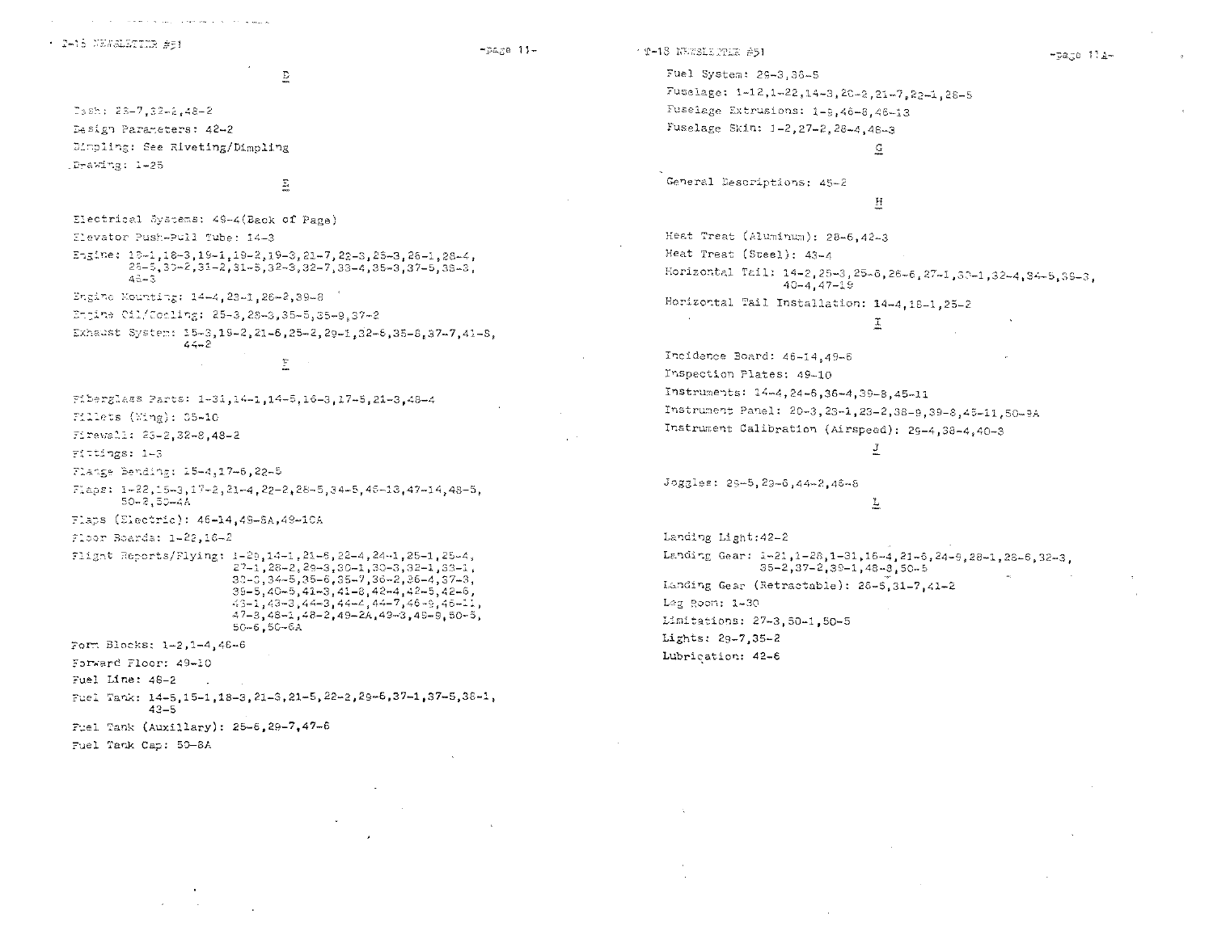## D

Dash: 28-7,32-2,48-2

Design Parameters: 42-2

Dimpling: See Riveting/Dimpling

Drawing: 1-25

## E

Electrical Systems: 49-4(Back of Page)

Elevator Push-Pull Tube: 14-3

Engine: 18-1,18-3,19-1,19-2,19-3,21-7,22-3,25-3,28-1,28-4, 28-5,30-2,31-2,31-5,32-3,32-7,33-4,35-3,37-5,38-3, 48-3

Engine Mounting: 14-4,23-1,28-2,39-8

Engine Oil/Cooling: 25-3,28-3,35-5,35-9,37-2

Exhaust System: 15-3,19-2,21-6,25-2,29-1,32-6,35-8,37-7,41-8, 44-2

## F

Fiberglass Parts: 1-31,14-1,14-5,16-3,17-5,21-3,48-4

Fillets (Wing): 35-10

Firewall: 25-2,32-8,48-2

Fittings: 1-3

Flange Bending: 15-4,17-6,22-5

Flaps: 1-22,15-3,17-2,21-4,22-2,28-5,34-5,46-13,47-14,48-5, 50-2,50-4A

Flaps (Electric): 46-14,49-8A,49-10A

Floor Boards: 1-22,16-2

Flight Reports/Flying: 1-29,14-1,21-8,22-4,24-1,25-1,25-4, 27-1,28-2,29-3,30-1,30-3,32-1,33-1, 33-0,34-5,35-6,35-7,36-2,36-4,37-3, 39-5,40-5,41-3,41-8,42-4,42-5,42-6, 43-1,43-3,44-3,44-4,44-7,46-9,46-11, 47-3,48-1,48-2,49-2A,49-3,49-9,50-5, 50-6,50-6A

Form Blocks: 1-2,1-4,46-6

Forward Floor: 49-10

Fuel Line: 48-2

Fuel Tank: 14-5,15-1,18-3,21-3,21-5,22-2,29-6,37-1,37-5,38-1, 43-5

Fuel Tank (Auxiliary): 25-6,29-7,47-6

Fuel Tank Cap: 50-8A

Fuel System: 29-3,36-5

Fuselage: 1-12,1-22,14-3,20-2,21-7,22-1,28-5

Fuselage Extrusions: 1-9,46-8,46-13

Fuselage Skin: 1-2,27-2,28-4,48-3

## G

General Descriptions: 45-2

## H

Heat Treat (Aluminum): 28-6,42-3

Heat Treat (Steel): 43-4

Horizontal Tail: 14-2,25-3,25-6,26-6,27-1,30-1,32-4,34-5,39-3, 40-4,47-19

Horizontal Tail Installation: 14-4,18-1,25-2

## I

Incidence Board: 46-14,49-6

Inspection Plates: 49-10

Instruments: 14-4,24-8,36-4,39-8,45-11

Instrument Panel: 20-3,23-1,23-2,38-9,39-8,45-11,50-9A

Instrument Calibration (Airspeed): 29-4,38-4,40-3

## J

Joggles: 29-5,29-6,44-2,46-8

## L

Landing Light: 42-2

Landing Gear: 1-21,1-28,1-31,16-4,21-6,24-9,28-1,28-6,32-3, 35-2,37-2,39-1,48-3,50-5

Landing Gear (Retractable): 28-5,31-7,41-2

Leg Room: 1-30

Limitations: 27-3,50-1,50-5

Lights: 29-7,35-2

Lubrication: 42-6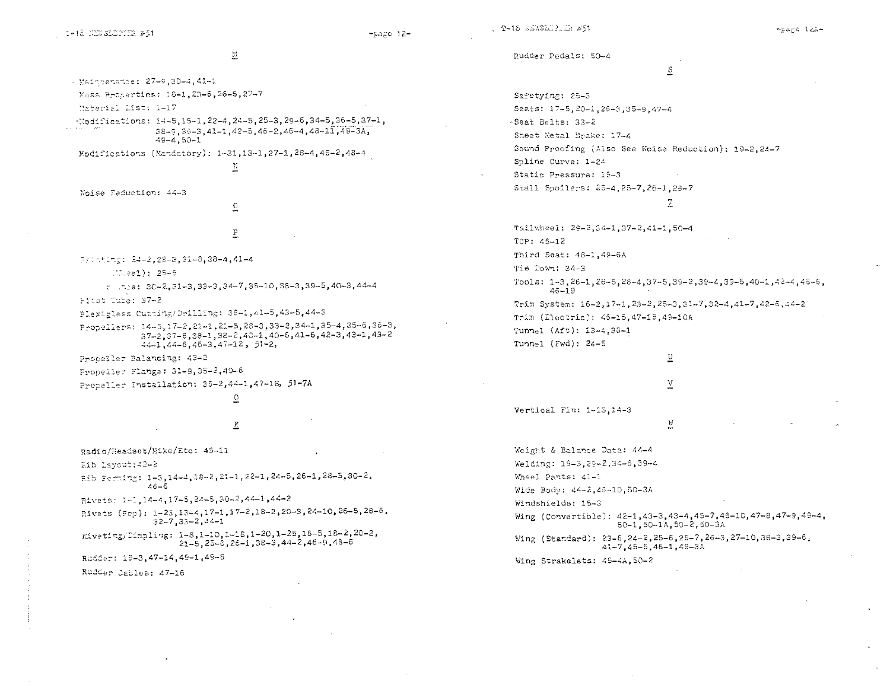M

Maintenance: 27-9,30-4,41-1

Mass Properties: 18-1,23-6,26-6,27-7

Material List: 1-17

Modifications: 14-5,15-1,22-4,24-5,25-3,29-6,34-5,36-5,37-1, 38-3,39-3,41-1,42-5,48-2,46-4,48-11,49-3A, 49-4,50-1

Modifications (Mandatory): 1-31,13-1,27-1,28-4,46-2,48-4

N

Noise Reduction: 44-3

O

P

Printing: 24-2,28-3,31-8,38-4,41-4

(Wheel): 25-5

: 30-2,31-3,33-3,34-7,35-10,38-3,39-5,40-3,44-4

Pitot Tube: 37-2

Plexiglass Cutting/Drilling: 36-1,41-5,43-5,44-3

Propellers: 14-5,17-2,21-1,21-5,28-3,33-2,34-1,35-4,35-6,36-3, 37-2,37-6,38-1,38-2,40-1,40-5,41-6,42-3,43-1,43-2 44-1,44-6,46-3,47-12, 51-2,

Propeller Balancing: 43-2

Propeller Flange: 31-9,35-2,40-6

Propeller Installation: 35-2,44-1,47-18, 51-7A

Q

R

Radio/Headset/Mike/Etc: 45-11

Rib Layout: 42-2

Rib Forming: 1-3,14-4,18-2,21-1,22-1,24-5,26-1,28-5,30-2, 46-6

Rivets: 1-1,14-4,17-5,24-5,30-2,44-1,44-2

Rivets (Pop): 1-23,13-4,17-1,17-2,18-2,20-3,24-10,26-5,28-6, 32-7,33-2,44-1

Riveting/Dimpling: 1-8,1-10,1-18,1-20,1-25,16-5,18-2,20-2, 21-5,25-6,26-1,38-3,44-2,46-9,48-6

Rudder: 19-3,47-14,49-1,49-8

Rudder Cables: 47-16

Rudder Pedals: 50-4

S

Safetying: 25-3

Seats: 17-5,20-1,26-3,35-9,47-4

Seat Belts: 33-2

Sheet Metal Brake: 17-4

Sound Proofing (Also See Noise Reduction): 19-2,24-7

Spline Curve: 1-24

Static Pressure: 19-3

Stall Spoilers: 25-4,25-7,26-1,28-7

T

Tailwheel: 29-2,34-1,37-2,41-1,50-4

TCP: 45-12

Third Seat: 48-1,49-6A

Tie Down: 34-3

Tools: 1-3,26-1,26-5,28-4,37-5,39-2,39-4,39-5,40-1,42-4,46-6, 46-19

Trim System: 16-2,17-1,23-2,25-3,31-7,32-4,41-7,42-6,44-2

Trim (Electric): 45-15,47-15,49-10A

Tunnel (Aft): 13-4,36-1

Tunnel (Fwd): 24-5

U

V

Vertical Fin: 1-13,14-3

W

Weight & Balance Data: 44-4

Welding: 19-3,29-2,34-6,39-4

Wheel Pants: 41-1

Wide Body: 44-2,46-10,50-3A

Windshields: 15-3

Wing (Convertible): 42-1,43-3,43-4,45-7,46-10,47-8,47-9,49-4, 50-1,50-1A,50-2,50-3A

Wing (Standard): 23-5,24-2,25-6,25-7,26-3,27-10,38-3,39-6, 41-7,45-5,46-1,49-3A

Wing Strakelets: 49-4A,50-2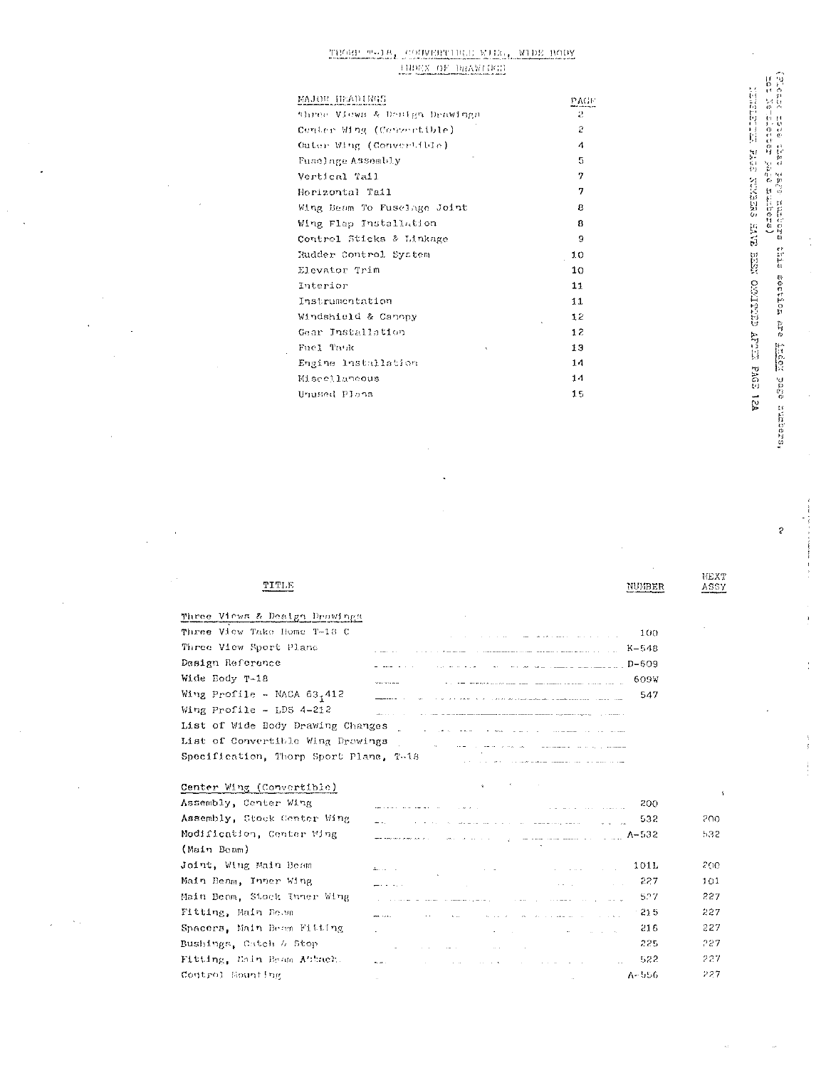# THORP T-18, CONVERTIBLE WING, WIDE BODY

## INDEX OF DRAWINGS

| MAJOR HEADINGS | PAGE |
|---|---|
| Three Views & Design Drawings | 2 |
| Center Wing (Convertible) | 2 |
| Outer Wing (Convertible) | 4 |
| Fuselage Assembly | 5 |
| Vertical Tail | 7 |
| Horizontal Tail | 7 |
| Wing Beam To Fuselage Joint | 8 |
| Wing Flap Installation | 8 |
| Control Sticks & Linkage | 9 |
| Rudder Control System | 10 |
| Elevator Trim | 10 |
| Interior | 11 |
| Instrumentation | 11 |
| Windshield & Canopy | 12 |
| Gear Installation | 12 |
| Fuel Tank | 13 |
| Engine Installation | 14 |
| Miscellaneous | 14 |
| Unused Plans | 15 |

(Please note that page numbers this section are index page numbers, not Xe-Rolator page numbers)
REMAINING PAGE NUMBERS HAVE BEEN OMITTED AFTER PAGE 12A

| TITLE | NUMBER | NEXT ASSY |
|---|---|---|
| **Three Views & Design Drawings** | | |
| Three View Take Home T-18 C | 100 | |
| Three View Sport Plane | K-548 | |
| Design Reference | D-609 | |
| Wide Body T-18 | 609W | |
| Wing Profile - NACA $63_1412$ | 547 | |
| Wing Profile - LDS 4-212 | | |
| List of Wide Body Drawing Changes | | |
| List of Convertible Wing Drawings | | |
| Specification, Thorp Sport Plane, T-18 | | |
| **Center Wing (Convertible)** | | |
| Assembly, Center Wing | 200 | |
| Assembly, Stock Center Wing | 532 | 200 |
| Modification, Center Wing | A-532 | 532 |
| (Main Beam) | | |
| Joint, Wing Main Beam | 101L | 200 |
| Main Beam, Inner Wing | 227 | 101 |
| Main Beam, Stock Inner Wing | 527 | 227 |
| Fitting, Main Beam | 215 | 227 |
| Spacers, Main Beam Fitting | 216 | 227 |
| Bushings, Catch & Stop | 225 | 227 |
| Fitting, Main Beam Attach | 522 | 227 |
| Control Mounting | A-556 | 227 |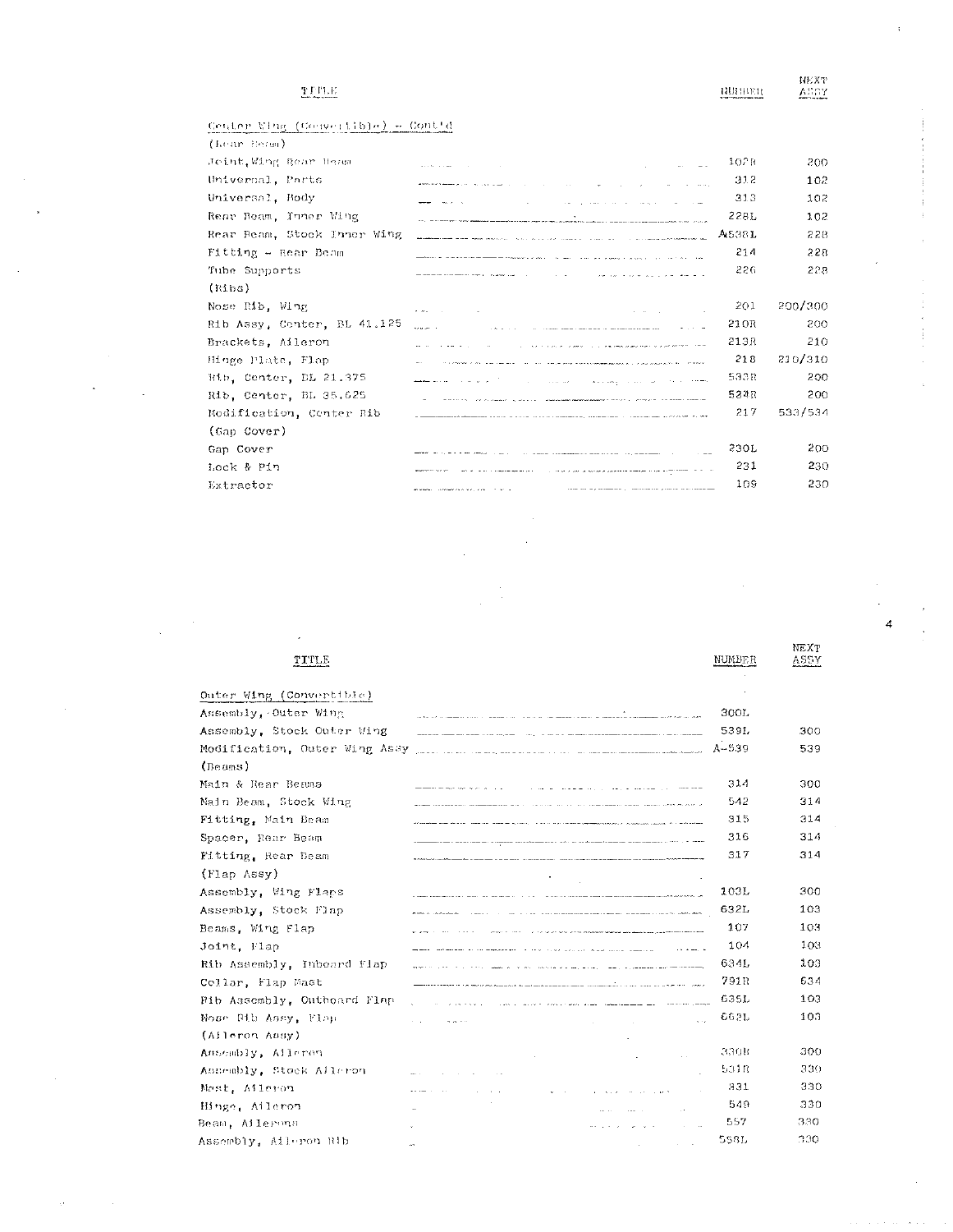| TITLE | NUMBER | NEXT ASSY |
|---|---|---|
| Center Wing (Convertible) - Cont'd | | |
| (Rear Beam) | | |
| Joint, Wing Rear Beam | 102R | 200 |
| Universal, Parts | 312 | 102 |
| Universal, Body | 313 | 102 |
| Rear Beam, Inner Wing | 228L | 102 |
| Rear Beam, Stock Inner Wing | A538L | 228 |
| Fitting - Rear Beam | 214 | 228 |
| Tube Supports | 226 | 228 |
| (Ribs) | | |
| Nose Rib, Wing | 201 | 200/300 |
| Rib Assy, Center, BL 41.125 | 210R | 200 |
| Brackets, Aileron | 213R | 210 |
| Hinge Plate, Flap | 218 | 210/310 |
| Rib, Center, BL 21.375 | 533R | 200 |
| Rib, Center, BL 35.625 | 534R | 200 |
| Modification, Center Rib | 217 | 533/534 |
| (Gap Cover) | | |
| Gap Cover | 230L | 200 |
| Lock & Pin | 231 | 230 |
| Extractor | 109 | 230 |

| TITLE | NUMBER | NEXT ASSY |
|---|---|---|
| Outer Wing (Convertible) | | |
| Assembly, Outer Wing | 300L | |
| Assembly, Stock Outer Wing | 539L | 300 |
| Modification, Outer Wing Assy | A-539 | 539 |
| (Beams) | | |
| Main & Rear Beams | 314 | 300 |
| Main Beam, Stock Wing | 542 | 314 |
| Fitting, Main Beam | 315 | 314 |
| Spacer, Rear Beam | 316 | 314 |
| Fitting, Rear Beam | 317 | 314 |
| (Flap Assy) | | |
| Assembly, Wing Flaps | 103L | 300 |
| Assembly, Stock Flap | 632L | 103 |
| Beams, Wing Flap | 107 | 103 |
| Joint, Flap | 104 | 103 |
| Rib Assembly, Inboard Flap | 634L | 103 |
| Collar, Flap Mast | 791R | 634 |
| Rib Assembly, Outboard Flap | 635L | 103 |
| Nose Rib Assy, Flap | 663L | 103 |
| (Aileron Assy) | | |
| Assembly, Aileron | 330R | 300 |
| Assembly, Stock Aileron | 531R | 330 |
| Mast, Aileron | 331 | 330 |
| Hinge, Aileron | 549 | 330 |
| Beam, Ailerons | 557 | 330 |
| Assembly, Aileron Rib | 558L | 330 |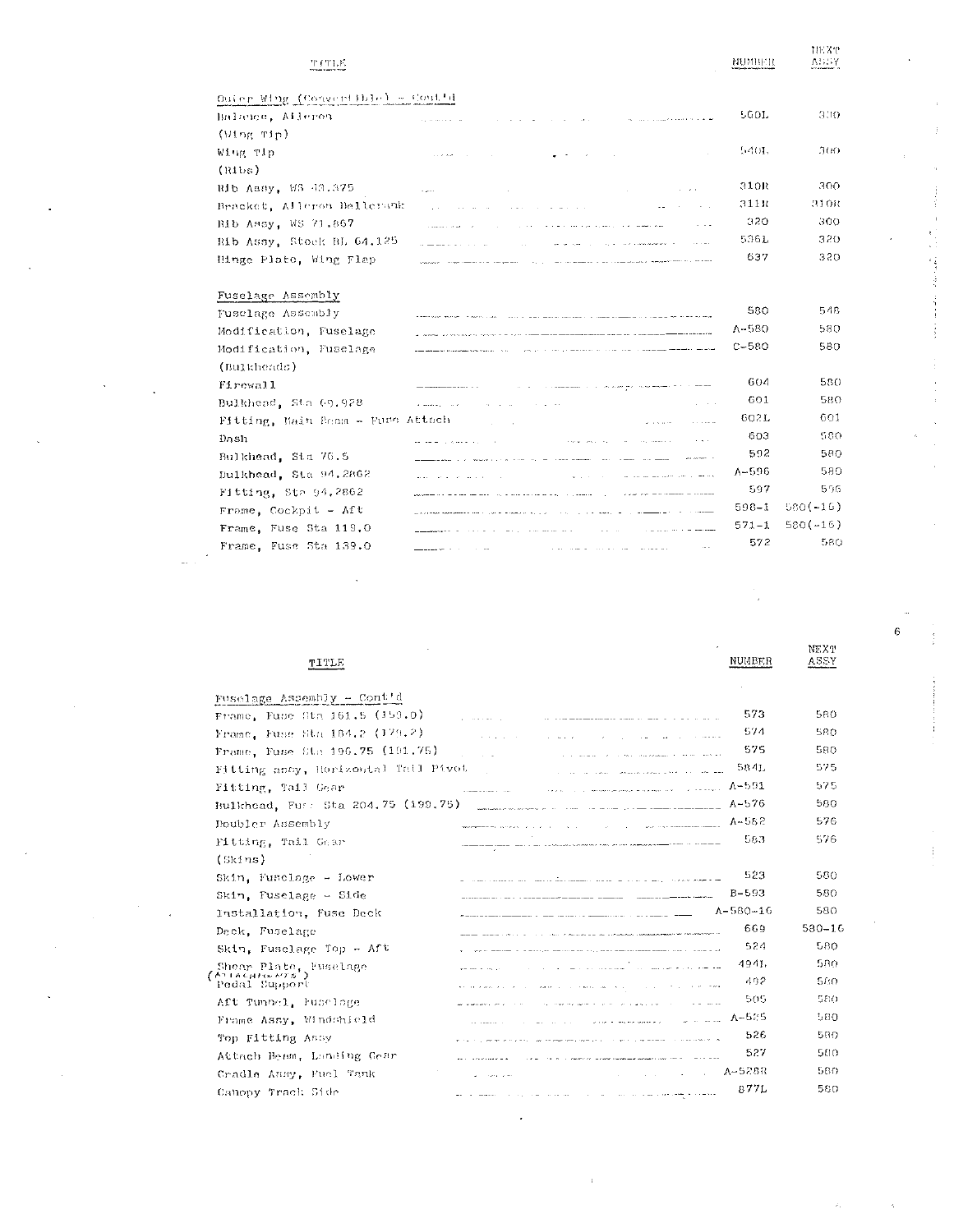| TITLE | NUMBER | NEXT ASSY |
|---|---|---|
| Outer Wing (Convertible) - Cont'd | | |
| Balance, Aileron | 560L | 300 |
| (Wing Tip) | | |
| Wing Tip | 540L | 300 |
| (Ribs) | | |
| Rib Assy, WS 43.375 | 310R | 300 |
| Bracket, Aileron Bellcrank | 311R | 310R |
| Rib Assy, WS 71.867 | 320 | 300 |
| Rib Assy, Stock BL 64.125 | 536L | 320 |
| Hinge Plate, Wing Flap | 637 | 320 |
| | | |
| Fuselage Assembly | | |
| Fuselage Assembly | 580 | 548 |
| Modification, Fuselage | A-580 | 580 |
| Modification, Fuselage | C-580 | 580 |
| (Bulkheads) | | |
| Firewall | 604 | 580 |
| Bulkhead, Sta 69.928 | 601 | 580 |
| Fitting, Main Beam - Fuse Attach | 602L | 601 |
| Dash | 603 | 580 |
| Bulkhead, Sta 76.5 | 592 | 580 |
| Bulkhead, Sta 94.2862 | A-596 | 580 |
| Fitting, Sta 94.2862 | 597 | 596 |
| Frame, Cockpit - Aft | 598-1 | 580(-16) |
| Frame, Fuse Sta 119.0 | 571-1 | 580(-16) |
| Frame, Fuse Sta 139.0 | 572 | 580 |

| TITLE | NUMBER | NEXT ASSY |
|---|---|---|
| Fuselage Assembly - Cont'd | | |
| Frame, Fuse Sta 161.5 (159.0) | 573 | 580 |
| Frame, Fuse Sta 184.2 (179.2) | 574 | 580 |
| Frame, Fuse Sta 196.75 (191.75) | 575 | 580 |
| Fitting assy, Horizontal Tail Pivot | 584L | 575 |
| Fitting, Tail Gear | A-591 | 575 |
| Bulkhead, Fuse Sta 204.75 (199.75) | A-576 | 580 |
| Doubler Assembly | A-582 | 576 |
| Fitting, Tail Gear | 583 | 576 |
| (Skins) | | |
| Skin, Fuselage - Lower | 523 | 580 |
| Skin, Fuselage - Side | B-593 | 580 |
| Installation, Fuse Deck | A-580-16 | 580 |
| Deck, Fuselage | 669 | 580-16 |
| Skin, Fuselage Top - Aft | 524 | 580 |
| Shear Plate, Fuselage (Attachments) | 494L | 580 |
| Pedal Support | 492 | 580 |
| Aft Tunnel, Fuselage | 505 | 580 |
| Frame Assy, Windshield | A-525 | 580 |
| Top Fitting Assy | 526 | 580 |
| Attach Beam, Landing Gear | 527 | 580 |
| Cradle Assy, Fuel Tank | A-528R | 580 |
| Canopy Track Side | 877L | 580 |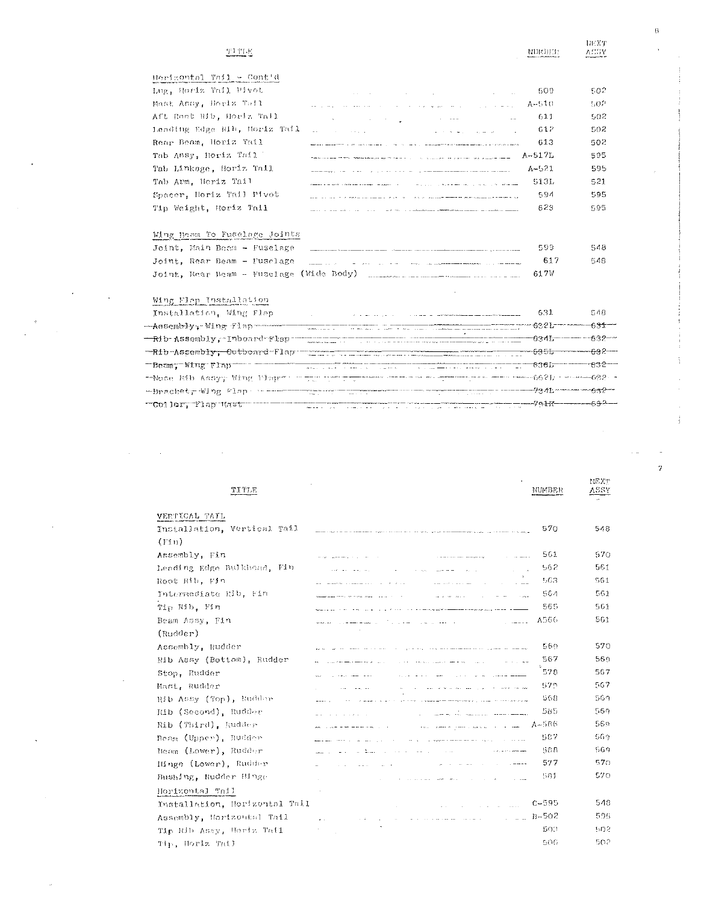| TITLE | NUMBER | NEXT ASSY |
|---|---|---|
| Horizontal Tail - Cont'd | | |
| Lug, Horiz Tail Pivot | 509 | 502 |
| Mast Assy, Horiz Tail | A-510 | 502 |
| Aft Root Rib, Horiz Tail | 611 | 502 |
| Leading Edge Rib, Horiz Tail | 612 | 502 |
| Rear Beam, Horiz Tail | 613 | 502 |
| Tab Assy, Horiz Tail | A-517L | 595 |
| Tab Linkage, Horiz Tail | A-521 | 595 |
| Tab Arm, Horiz Tail | 513L | 521 |
| Spacer, Horiz Tail Pivot | 594 | 595 |
| Tip Weight, Horiz Tail | 623 | 595 |
| Wing Beam To Fuselage Joints | | |
| Joint, Main Beam - Fuselage | 599 | 548 |
| Joint, Rear Beam - Fuselage | 617 | 548 |
| Joint, Rear Beam - Fuselage (Wide Body) | 617W | |
| Wing Flap Installation | | |
| Installation, Wing Flap | 631 | 548 |
| ~~Assembly, Wing Flap~~ | ~~632L~~ | ~~631~~ |
| ~~Rib Assembly, Inboard Flap~~ | ~~634L~~ | ~~632~~ |
| ~~Rib Assembly, Outboard Flap~~ | ~~635L~~ | ~~632~~ |
| ~~Beam, Wing Flap~~ | ~~636L~~ | ~~632~~ |
| ~~Nose Rib Assy, Wing Flap~~ | ~~662L~~ | ~~632~~ |
| ~~Bracket, Wing Flap~~ | ~~734L~~ | ~~632~~ |
| ~~Collar, Flap Mast~~ | ~~741K~~ | ~~632~~ |

| TITLE | NUMBER | NEXT ASSY |
|---|---|---|
| VERTICAL TAIL | | |
| Installation, Vertical Tail | 570 | 548 |
| (Fin) | | |
| Assembly, Fin | 561 | 570 |
| Leading Edge Bulkhead, Fin | 562 | 561 |
| Root Rib, Fin | 563 | 561 |
| Intermediate Rib, Fin | 564 | 561 |
| Tip Rib, Fin | 565 | 561 |
| Beam Assy, Fin | A566 | 561 |
| (Rudder) | | |
| Assembly, Rudder | 569 | 570 |
| Rib Assy (Bottom), Rudder | 567 | 569 |
| Stop, Rudder | 578 | 567 |
| Mast, Rudder | 579 | 567 |
| Rib Assy (Top), Rudder | 568 | 569 |
| Rib (Second), Rudder | 585 | 569 |
| Rib (Third), Rudder | A-586 | 569 |
| Beam (Upper), Rudder | 587 | 569 |
| Beam (Lower), Rudder | 588 | 569 |
| Hinge (Lower), Rudder | 577 | 570 |
| Bushing, Rudder Hinge | 581 | 570 |
| Horizontal Tail | | |
| Installation, Horizontal Tail | C-595 | 548 |
| Assembly, Horizontal Tail | B-502 | 595 |
| Tip Rib Assy, Horiz Tail | 503 | 502 |
| Tip, Horiz Tail | 506 | 502 |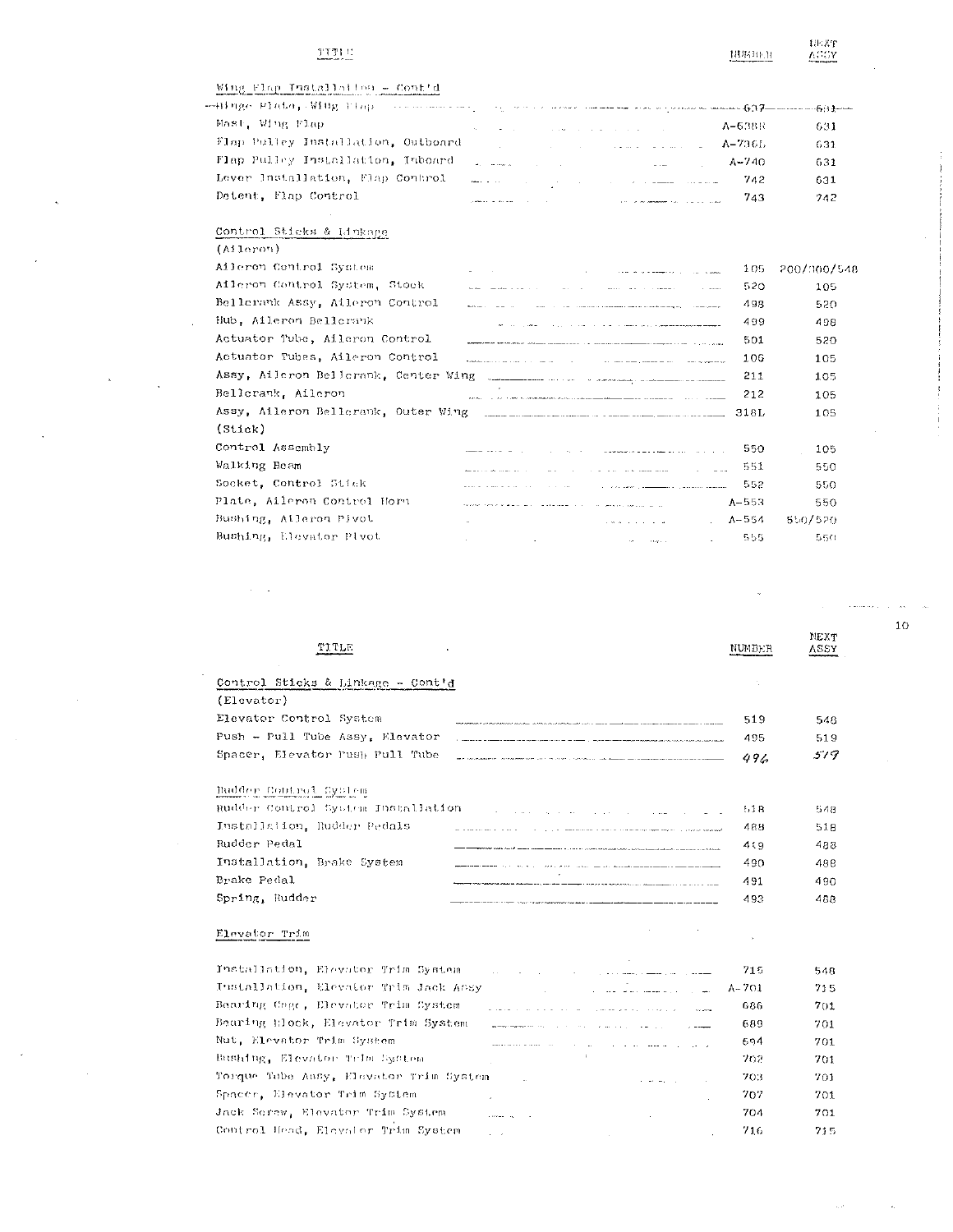| TITLE | NUMBER | NEXT ASSY |
|---|---|---|
| **Wing Flap Installation - Cont'd** | | |
| ~~Hinge Plate, Wing Flap~~ | ~~637~~ | ~~631~~ |
| Mast, Wing Flap | A-638R | 631 |
| Flap Pulley Installation, Outboard | A-736L | 631 |
| Flap Pulley Installation, Inboard | A-740 | 631 |
| Lever Installation, Flap Control | 742 | 631 |
| Detent, Flap Control | 743 | 742 |
| **Control Sticks & Linkage** | | |
| (Aileron) | | |
| Aileron Control System | 105 | 200/300/548 |
| Aileron Control System, Stock | 520 | 105 |
| Bellcrank Assy, Aileron Control | 498 | 520 |
| Hub, Aileron Bellcrank | 499 | 498 |
| Actuator Tube, Aileron Control | 501 | 520 |
| Actuator Tubes, Aileron Control | 106 | 105 |
| Assy, Aileron Bellcrank, Center Wing | 211 | 105 |
| Bellcrank, Aileron | 212 | 105 |
| Assy, Aileron Bellcrank, Outer Wing | 318L | 105 |
| (Stick) | | |
| Control Assembly | 550 | 105 |
| Walking Beam | 551 | 550 |
| Socket, Control Stick | 552 | 550 |
| Plate, Aileron Control Horn | A-553 | 550 |
| Bushing, Aileron Pivot | A-554 | 550/520 |
| Bushing, Elevator Pivot | 555 | 550 |

| TITLE | NUMBER | NEXT ASSY |
|---|---|---|
| **Control Sticks & Linkage - Cont'd** | | |
| (Elevator) | | |
| Elevator Control System | 519 | 548 |
| Push - Pull Tube Assy, Elevator | 495 | 519 |
| Spacer, Elevator Push Pull Tube | 496 | 519 |
| **Rudder Control System** | | |
| Rudder Control System Installation | 518 | 548 |
| Installation, Rudder Pedals | 488 | 518 |
| Rudder Pedal | 489 | 488 |
| Installation, Brake System | 490 | 488 |
| Brake Pedal | 491 | 490 |
| Spring, Rudder | 493 | 488 |
| **Elevator Trim** | | |
| Installation, Elevator Trim System | 715 | 548 |
| Installation, Elevator Trim Jack Assy | A-701 | 715 |
| Bearing Cage, Elevator Trim System | 686 | 701 |
| Bearing Block, Elevator Trim System | 689 | 701 |
| Nut, Elevator Trim System | 694 | 701 |
| Bushing, Elevator Trim System | 702 | 701 |
| Torque Tube Assy, Elevator Trim System | 703 | 701 |
| Spacer, Elevator Trim System | 707 | 701 |
| Jack Screw, Elevator Trim System | 704 | 701 |
| Control Head, Elevator Trim System | 716 | 715 |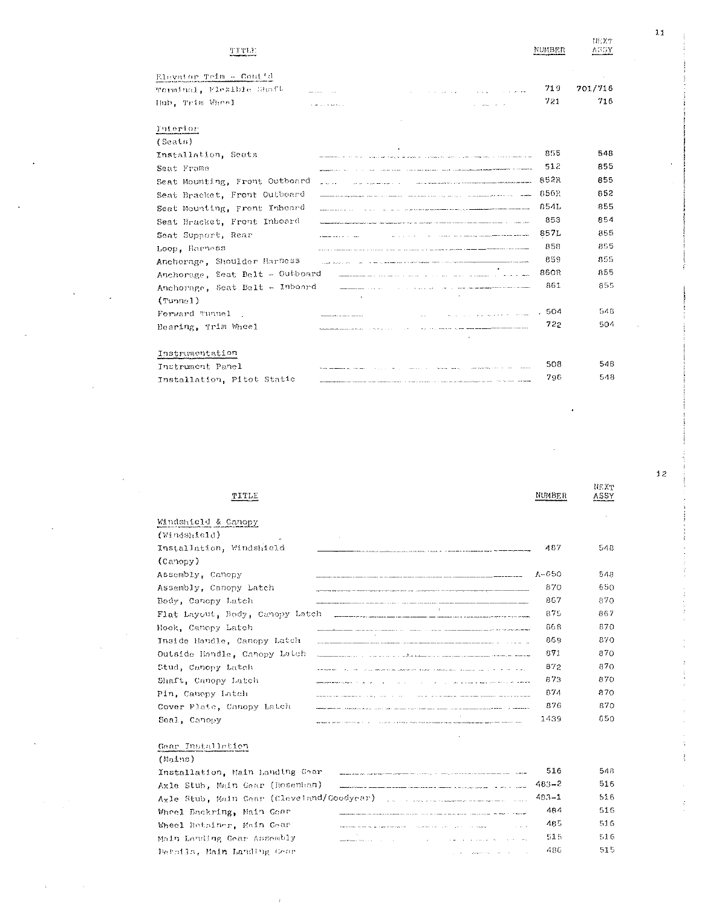| TITLE | NUMBER | NEXT ASSY |
|---|---|---|
| **Elevator Trim - Cont'd** | | |
| Terminal, Flexible Shaft | 719 | 701/716 |
| Hub, Trim Wheel | 721 | 716 |
| **Interior** | | |
| (Seats) | | |
| Installation, Seats | 855 | 548 |
| Seat Frame | 512 | 855 |
| Seat Mounting, Front Outboard | 852R | 855 |
| Seat Bracket, Front Outboard | 856R | 852 |
| Seat Mounting, Front Inboard | 854L | 855 |
| Seat Bracket, Front Inboard | 853 | 854 |
| Seat Support, Rear | 857L | 855 |
| Loop, Harness | 858 | 855 |
| Anchorage, Shoulder Harness | 859 | 855 |
| Anchorage, Seat Belt - Outboard | 860R | 855 |
| Anchorage, Seat Belt - Inboard | 861 | 855 |
| (Tunnel) | | |
| Forward Tunnel | 504 | 548 |
| Bearing, Trim Wheel | 722 | 504 |
| **Instrumentation** | | |
| Instrument Panel | 508 | 548 |
| Installation, Pitot Static | 796 | 548 |

| TITLE | NUMBER | NEXT ASSY |
|---|---|---|
| **Windshield & Canopy** | | |
| (Windshield) | | |
| Installation, Windshield | 487 | 548 |
| (Canopy) | | |
| Assembly, Canopy | A-650 | 548 |
| Assembly, Canopy Latch | 870 | 650 |
| Body, Canopy Latch | 867 | 870 |
| Flat Layout, Body, Canopy Latch | 875 | 867 |
| Hook, Canopy Latch | 868 | 870 |
| Inside Handle, Canopy Latch | 869 | 870 |
| Outside Handle, Canopy Latch | 871 | 870 |
| Stud, Canopy Latch | 872 | 870 |
| Shaft, Canopy Latch | 873 | 870 |
| Pin, Canopy Latch | 874 | 870 |
| Cover Plate, Canopy Latch | 876 | 870 |
| Seal, Canopy | 1439 | 650 |
| **Gear Installation** | | |
| (Mains) | | |
| Installation, Main Landing Gear | 516 | 548 |
| Axle Stub, Main Gear (Rosenhan) | 483-2 | 516 |
| Axle Stub, Main Gear (Cleveland/Goodyear) | 483-1 | 516 |
| Wheel Backring, Main Gear | 484 | 516 |
| Wheel Retainer, Main Gear | 485 | 516 |
| Main Landing Gear Assembly | 515 | 516 |
| Details, Main Landing Gear | 486 | 515 |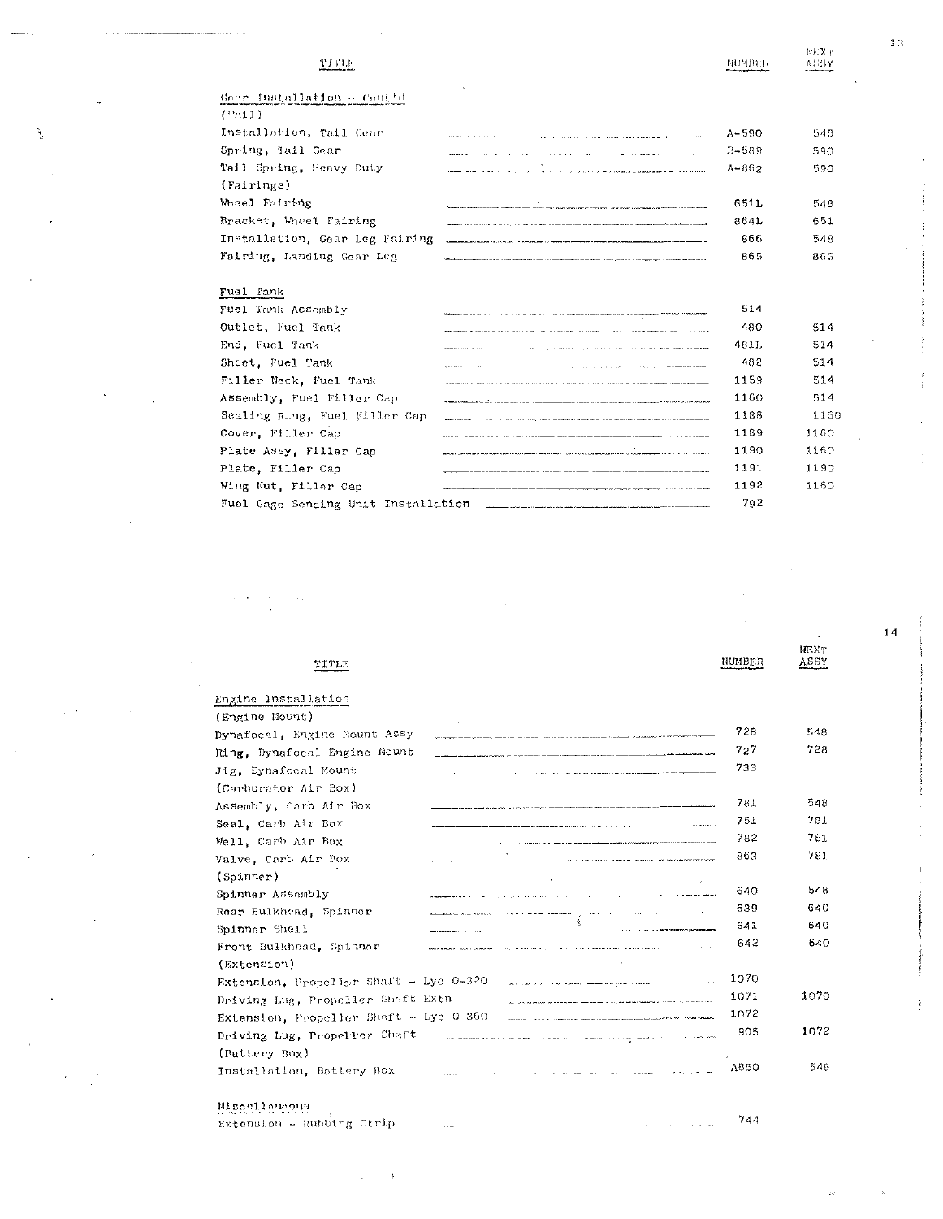| TITLE | NUMBER | NEXT ASSY |
|---|---|---|
| Gear Installation - Cont'd | | |
| (Tail) | | |
| Installation, Tail Gear | A-590 | 548 |
| Spring, Tail Gear | B-589 | 590 |
| Tail Spring, Heavy Duty | A-862 | 590 |
| (Fairings) | | |
| Wheel Fairing | 651L | 548 |
| Bracket, Wheel Fairing | 864L | 651 |
| Installation, Gear Leg Fairing | 866 | 548 |
| Fairing, Landing Gear Leg | 865 | 866 |
| Fuel Tank | | |
| Fuel Tank Assembly | 514 | |
| Outlet, Fuel Tank | 480 | 514 |
| End, Fuel Tank | 481L | 514 |
| Sheet, Fuel Tank | 482 | 514 |
| Filler Neck, Fuel Tank | 1159 | 514 |
| Assembly, Fuel Filler Cap | 1160 | 514 |
| Sealing Ring, Fuel Filler Cap | 1188 | 1160 |
| Cover, Filler Cap | 1189 | 1160 |
| Plate Assy, Filler Cap | 1190 | 1160 |
| Plate, Filler Cap | 1191 | 1190 |
| Wing Nut, Filler Cap | 1192 | 1160 |
| Fuel Gage Sending Unit Installation | 792 | |

| TITLE | NUMBER | NEXT ASSY |
|---|---|---|
| Engine Installation | | |
| (Engine Mount) | | |
| Dynafocal, Engine Mount Assy | 728 | 548 |
| Ring, Dynafocal Engine Mount | 727 | 728 |
| Jig, Dynafocal Mount | 733 | |
| (Carburator Air Box) | | |
| Assembly, Carb Air Box | 781 | 548 |
| Seal, Carb Air Box | 751 | 781 |
| Well, Carb Air Box | 782 | 781 |
| Valve, Carb Air Box | 863 | 781 |
| (Spinner) | | |
| Spinner Assembly | 640 | 548 |
| Rear Bulkhead, Spinner | 639 | 640 |
| Spinner Shell | 641 | 640 |
| Front Bulkhead, Spinner | 642 | 640 |
| (Extension) | | |
| Extension, Propeller Shaft - Lyc O-320 | 1070 | |
| Driving Lug, Propeller Shaft Extn | 1071 | 1070 |
| Extension, Propeller Shaft - Lyc O-360 | 1072 | |
| Driving Lug, Propeller Shaft | 905 | 1072 |
| (Battery Box) | | |
| Installation, Battery Box | A850 | 548 |
| Miscellaneous | | |
| Extension - Rubbing Strip | 744 | |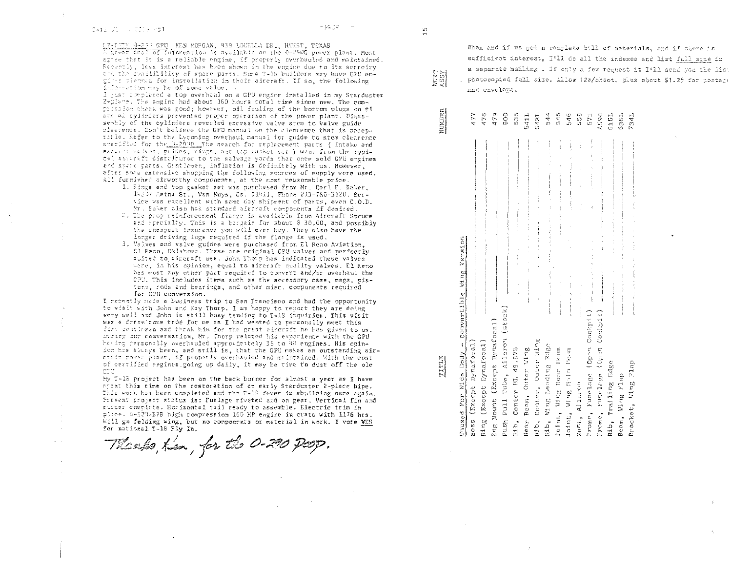LE-TTER O-290 GPU KEN MORGAN, 859 LOUELLA DR., HURST, TEXAS

A great deal of information is available on the O-290G power plant. Most agree that it is a reliable engine, if properly overhauled and maintained. Recently, less interest has been shown in the engine due to its scarcity and the availability of spare parts. Some T-18 builders may have GPU engines planned for installation in their aircraft. If so, the following information may be of some value.

I just completed a top overhaul on a GPU engine installed in my Starduster 2-place. The engine had about 160 hours total time since new. The compression check was good; however, oil fouling of the bottom plugs on #1 and #4 cylinders prevented proper operation of the power plant. Disassembly of the cylinders revealed excessive valve stem to valve guide clearance. Don't believe the GPU manual on the clearance that is acceptable. Refer to the Lycoming overhaul manual for guide to stem clearence specified for the O-290D. The search for replacement parts ( intake and exhaust valves, guides, rings, and top gasket set ) went from the typical aircraft distributor to the salvage yards that once sold GPU engines and spare parts. Gentlemen, inflation is definitely with us. However, after some extensive shopping the following sources of supply were used. All furnished airworthy components, at the most reasonable price.

1. Rings and top gasket set was purchased from Mr. Carl F. Baker, 14207 Aetna St., Van Nuys, Ca. 91411, Phone 213-786-3120. Service was excellent with same day shipment of parts, even C.O.D. Mr. Baker also has standard aircraft components if desired.
2. The prop reinforcement flange is available from Aircraft Spruce and Specialty. This is a bargain for about $ 30.00, and possibly the cheapest insurance you will ever buy. They also have the longer driving lugs required if the flange is used.
3. Valves and valve guides were purchased from El Reno Aviation, El Reno, Oklahoma. These are original GPU valves and perfectly suited to aircraft use. John Thorp has indicated these valves were, in his opinion, equal to aircraft quality valves. El Reno has most any other part required to convert and/or overhaul the GPU. This includes items such as the accessory case, mags, pistons, rods and bearings, and other misc. components required for GPU conversion.

I recently made a business trip to San Francisco and had the opportunity to visit with John and Kay Thorp. I am happy to report they are doing very well and John is still busy tending to T-18 inquiries. This visit was a dream come true for me as I had wanted to personally meet this fine gentleman and thank him for the great aircraft he has given to us. During our conversation, Mr. Thorp related his experience with the GPU having personally overhauled approximately 35 to 40 engines. His opinion has always been, and still is, that the GPU makes an outstanding aircraft power plant, if properly overhauled and maintained. With the cost of certified engines going up daily, it may be time to dust off the ole GPU.

My T-18 project has been on the back burner for almost a year as I have spent this time on the restoration of an early Starduster 2-place bipe. This work has been completed and the T-18 fever is abuilding once again. Present project status is: Fuslage riveted and on gear. Vertical fin and rudder complete. Horizontal tail ready to assemble. Electric trim in place. O-320-B2B high compression 160 HP engine in crate with 1176 hrs. Will go folding wing, but no components or material in work. I vote YES for national T-18 Fly In.

*Thanks, Ken, for the O-290 Prop.*

When and if we get a complete bill of materials, and if there is sufficient interest, I'll do all the indexes and list full size in a separate mailing . If only a few request it I'll send you the list photocopied full size. Allow 12¢/sheet. plus about $1.25 for postage and envelope.

| TITLE | NUMBER | NEXT ASSY |
|---|---|---|
| Unused For Wide Body - Convertible Wing Version | | |
| Boss (Except Dynafocal) | 477 | |
| Ring (Except Dynafocal) | 478 | |
| Eng Mount (Except Dynafocal) | 479 | |
| Push Pull Tube, Aileron (stock) | 500 | |
| Rib, Center BL 49.875 | 535 | |
| Rear Beam, Outer Wing | 541L | |
| Rib, Center, Outer Wing | 542L | |
| Rib, Wing Leading Edge | 544 | |
| Joint, Wing Rear Beam | 545 | |
| Joint, Wing Main Beam | 546 | |
| Mast, Aileron | 559 | |
| Frame, Fuselage (Open Cockpit) | 571 | |
| Frame, Fuselage (Open Cockpit) | A598 | |
| Rib, Trailing Edge | 615L | |
| Beam, Wing Flap | 636L | |
| Bracket, Wing Flap | 734L | |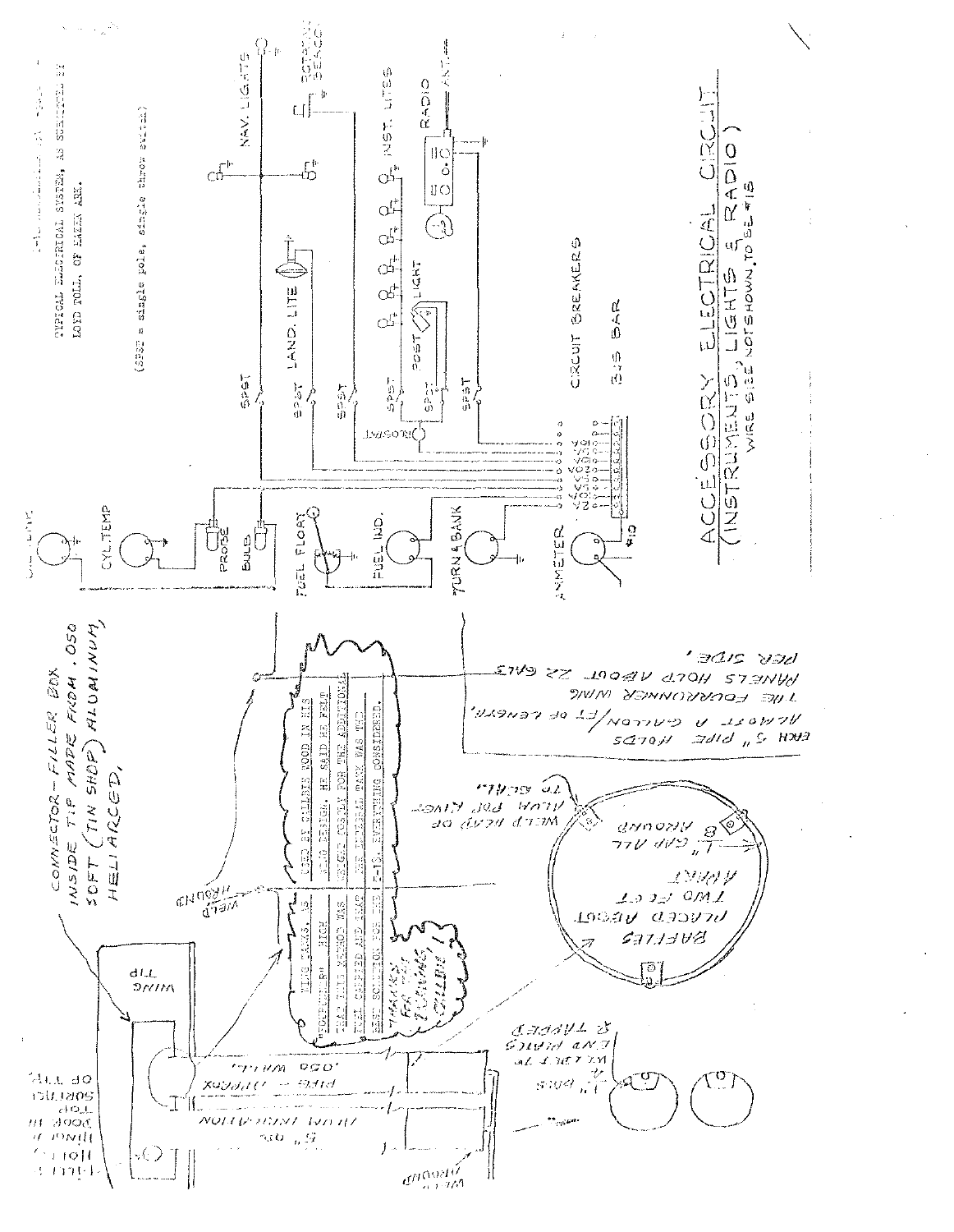TYPICAL ELECTRICAL SYSTEM, AS SUBMITTED BY LOYD TOLL, OF EAKER ARK.

(SPST = single pole, single throw switch)

## ACCESSORY ELECTRICAL CIRCUIT
### (INSTRUMENTS, LIGHTS & RADIO)

WIRE SIZE NOT SHOWN, TO BE #18

NAV. LIGHTS

ROTATING BEACON

INST. LITES

RADIO

ANT.

LAND. LITE

POST LIGHT

RHEOSTAT

SPST

CIRCUIT BREAKERS

BUS BAR

OIL TEMP

CYL. TEMP

PROBE

BULB

FUEL FLOAT

FUEL IND.

TURN & BANK

AMMETER

#10

CONNECTOR-FILLER BOX INSIDE TIP MADE FROM .050 SOFT (TIN SHOP) ALUMINUM, HELIARCED,

WING TIP

FILLER HOLE IN BOTTOM OF TOP SURFACE OF TIP

5" OD. ALUM. IRRIGATION PIPE - APPROX .050 WALL

WELD AROUND

WING TANKS, AS USED BY CALLEN HOOD IN HIS "FORERUNNER" HIGH WING DESIGN. HE SAID HE FELT THAT THIS METHOD WAS LESS COSTLY FOR THE ADDITIONAL WEIGHT COMPARED AND THAT THE INTEGRAL TANK WAS THE BEST SOLUTION FOR THE C-1A, EVERYTHING CONSIDERED.

THANKS FOR THE DRAWING, CALLEN!

EACH 5" PIPE HOLDS ALMOST A GALLON/FT OF LENGTH, THE FORERUNNER WING PANELS HOLD ABOUT 22 GALS PER SIDE,

BAFFLES PLACED ABOUT TWO FEET APART

1" GAP ALL AROUND

WELD HEAD OF ALUM. POP RIVET TO SEAL,

1/2" BOLT & WELDED TO END PLATES & TAPPED